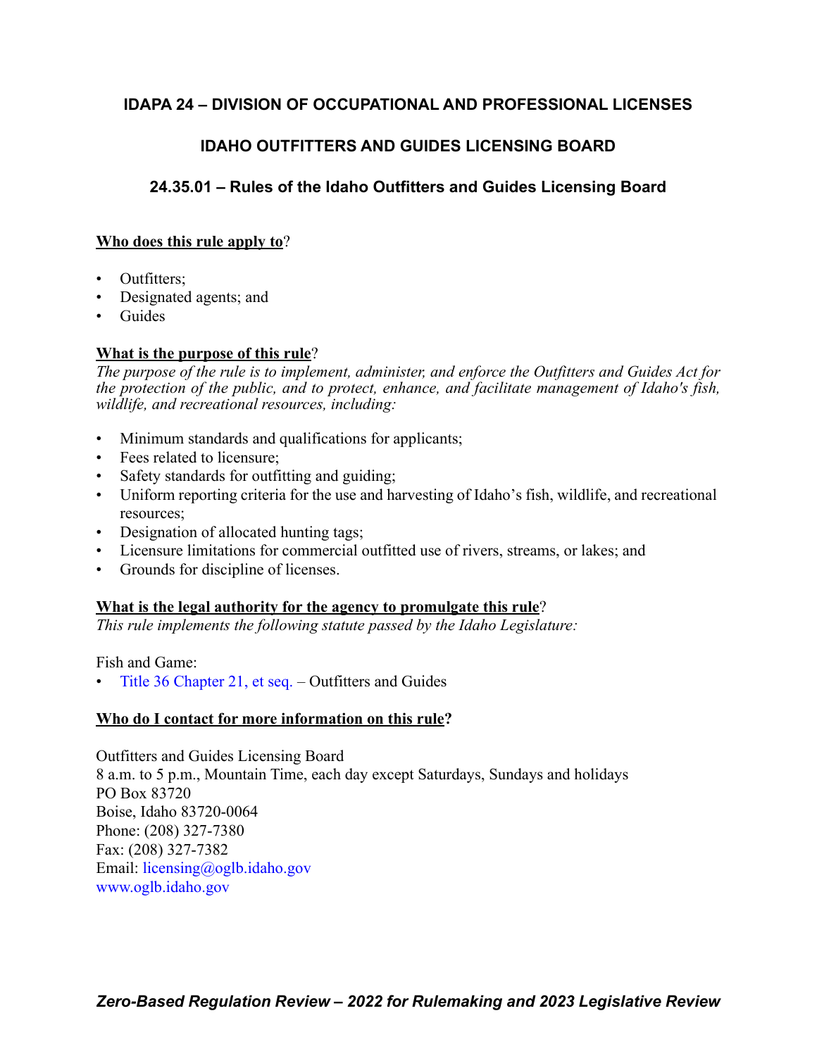# IDAPA 24 – DIVISION OF OCCUPATIONAL AND PROFESSIONAL LICENSES

## IDAHO OUTFITTERS AND GUIDES LICENSING BOARD

### 24.35.01 – Rules of the Idaho Outfitters and Guides Licensing Board

**Who does this rule apply to**?

- Outfitters;
- Designated agents; and
- Guides

**What is the purpose of this rule**?

*The purpose of the rule is to implement, administer, and enforce the Outfitters and Guides Act for the protection of the public, and to protect, enhance, and facilitate management of Idaho's fish, wildlife, and recreational resources, including:*

- Minimum standards and qualifications for applicants;
- Fees related to licensure;
- Safety standards for outfitting and guiding;
- Uniform reporting criteria for the use and harvesting of Idaho's fish, wildlife, and recreational resources;
- Designation of allocated hunting tags;
- Licensure limitations for commercial outfitted use of rivers, streams, or lakes; and
- Grounds for discipline of licenses.

**What is the legal authority for the agency to promulgate this rule**?

*This rule implements the following statute passed by the Idaho Legislature:*

Fish and Game:

- Title 36 Chapter 21, et seq. – Outfitters and Guides

**Who do I contact for more information on this rule?**

Outfitters and Guides Licensing Board
8 a.m. to 5 p.m., Mountain Time, each day except Saturdays, Sundays and holidays
PO Box 83720
Boise, Idaho 83720-0064
Phone: (208) 327-7380
Fax: (208) 327-7382
Email: licensing@oglb.idaho.gov
www.oglb.idaho.gov

***Zero-Based Regulation Review – 2022 for Rulemaking and 2023 Legislative Review***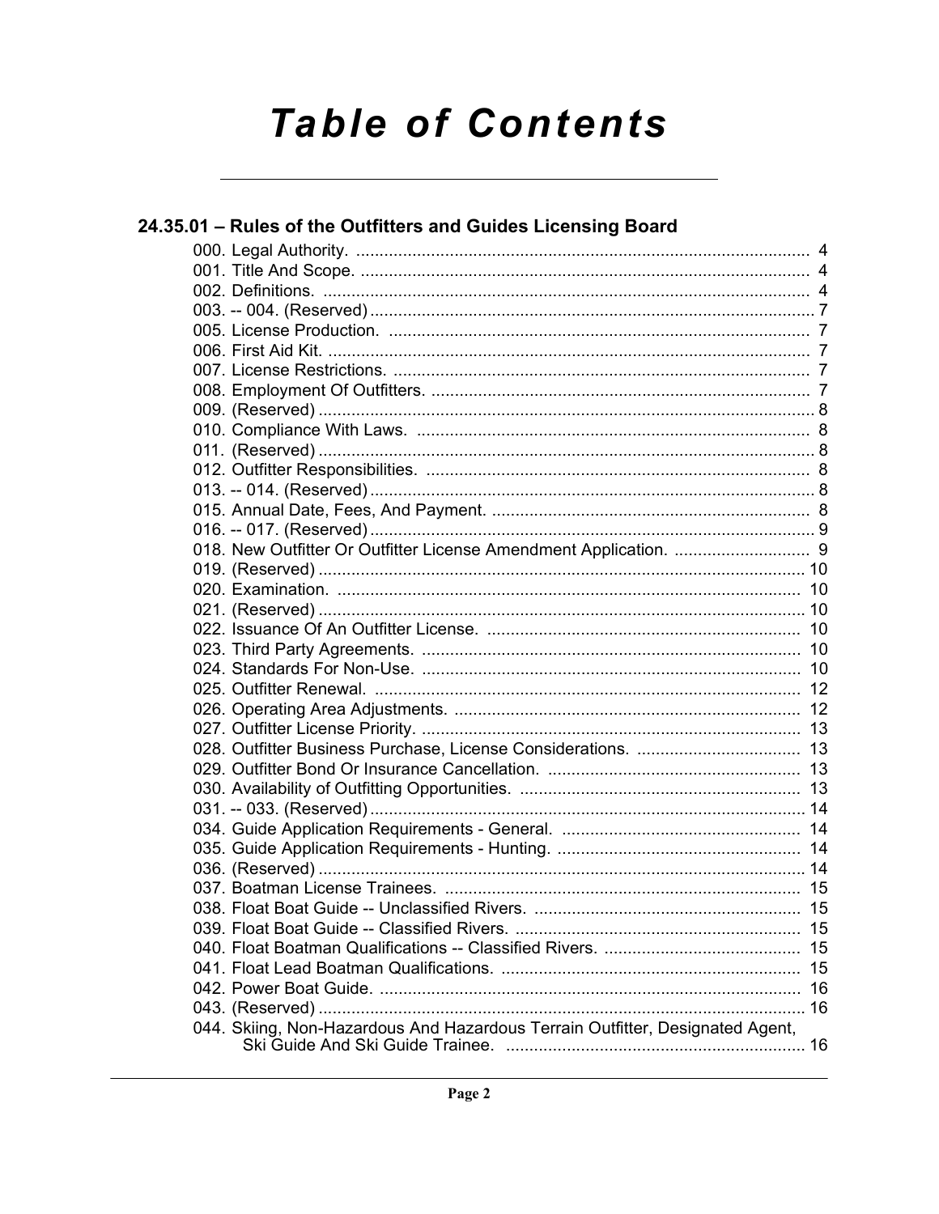# Table of Contents

## 24.35.01 – Rules of the Outfitters and Guides Licensing Board

000. Legal Authority. 4
001. Title And Scope. 4
002. Definitions. 4
003. -- 004. (Reserved) 7
005. License Production. 7
006. First Aid Kit. 7
007. License Restrictions. 7
008. Employment Of Outfitters. 7
009. (Reserved) 8
010. Compliance With Laws. 8
011. (Reserved) 8
012. Outfitter Responsibilities. 8
013. -- 014. (Reserved) 8
015. Annual Date, Fees, And Payment. 8
016. -- 017. (Reserved) 9
018. New Outfitter Or Outfitter License Amendment Application. 9
019. (Reserved) 10
020. Examination. 10
021. (Reserved) 10
022. Issuance Of An Outfitter License. 10
023. Third Party Agreements. 10
024. Standards For Non-Use. 10
025. Outfitter Renewal. 12
026. Operating Area Adjustments. 12
027. Outfitter License Priority. 13
028. Outfitter Business Purchase, License Considerations. 13
029. Outfitter Bond Or Insurance Cancellation. 13
030. Availability of Outfitting Opportunities. 13
031. -- 033. (Reserved) 14
034. Guide Application Requirements - General. 14
035. Guide Application Requirements - Hunting. 14
036. (Reserved) 14
037. Boatman License Trainees. 15
038. Float Boat Guide -- Unclassified Rivers. 15
039. Float Boat Guide -- Classified Rivers. 15
040. Float Boatman Qualifications -- Classified Rivers. 15
041. Float Lead Boatman Qualifications. 15
042. Power Boat Guide. 16
043. (Reserved) 16
044. Skiing, Non-Hazardous And Hazardous Terrain Outfitter, Designated Agent, Ski Guide And Ski Guide Trainee. 16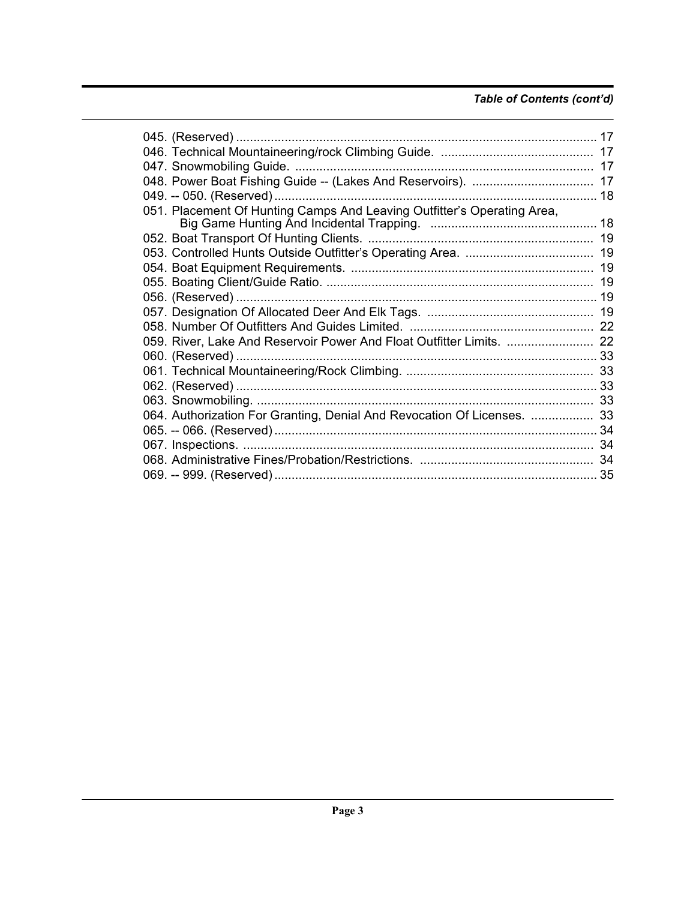*Table of Contents (cont'd)*

045. (Reserved) ... 17
046. Technical Mountaineering/rock Climbing Guide. ... 17
047. Snowmobiling Guide. ... 17
048. Power Boat Fishing Guide -- (Lakes And Reservoirs). ... 17
049. -- 050. (Reserved) ... 18
051. Placement Of Hunting Camps And Leaving Outfitter's Operating Area, Big Game Hunting And Incidental Trapping. ... 18
052. Boat Transport Of Hunting Clients. ... 19
053. Controlled Hunts Outside Outfitter's Operating Area. ... 19
054. Boat Equipment Requirements. ... 19
055. Boating Client/Guide Ratio. ... 19
056. (Reserved) ... 19
057. Designation Of Allocated Deer And Elk Tags. ... 19
058. Number Of Outfitters And Guides Limited. ... 22
059. River, Lake And Reservoir Power And Float Outfitter Limits. ... 22
060. (Reserved) ... 33
061. Technical Mountaineering/Rock Climbing. ... 33
062. (Reserved) ... 33
063. Snowmobiling. ... 33
064. Authorization For Granting, Denial And Revocation Of Licenses. ... 33
065. -- 066. (Reserved) ... 34
067. Inspections. ... 34
068. Administrative Fines/Probation/Restrictions. ... 34
069. -- 999. (Reserved) ... 35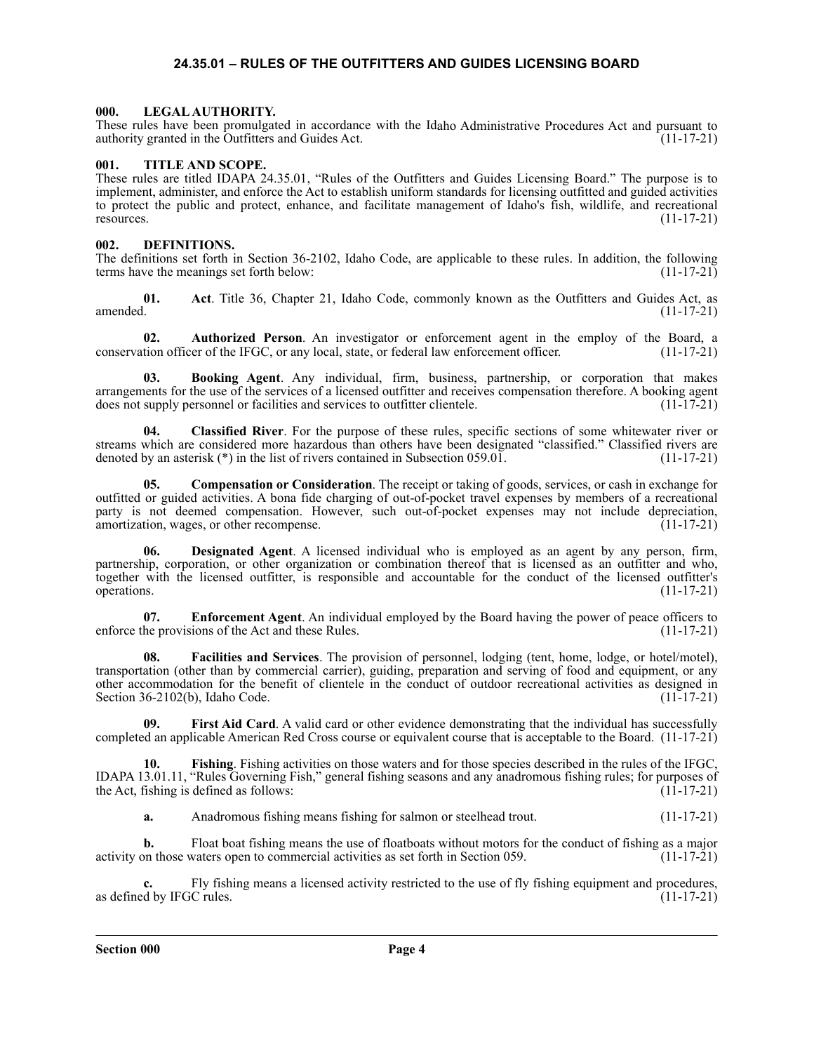# 24.35.01 – RULES OF THE OUTFITTERS AND GUIDES LICENSING BOARD

## 000. LEGAL AUTHORITY.

These rules have been promulgated in accordance with the Idaho Administrative Procedures Act and pursuant to authority granted in the Outfitters and Guides Act. (11-17-21)

## 001. TITLE AND SCOPE.

These rules are titled IDAPA 24.35.01, "Rules of the Outfitters and Guides Licensing Board." The purpose is to implement, administer, and enforce the Act to establish uniform standards for licensing outfitted and guided activities to protect the public and protect, enhance, and facilitate management of Idaho's fish, wildlife, and recreational resources. (11-17-21)

## 002. DEFINITIONS.

The definitions set forth in Section 36-2102, Idaho Code, are applicable to these rules. In addition, the following terms have the meanings set forth below: (11-17-21)

**01. Act**. Title 36, Chapter 21, Idaho Code, commonly known as the Outfitters and Guides Act, as amended. (11-17-21)

**02. Authorized Person**. An investigator or enforcement agent in the employ of the Board, a conservation officer of the IFGC, or any local, state, or federal law enforcement officer. (11-17-21)

**03. Booking Agent**. Any individual, firm, business, partnership, or corporation that makes arrangements for the use of the services of a licensed outfitter and receives compensation therefore. A booking agent does not supply personnel or facilities and services to outfitter clientele. (11-17-21)

**04. Classified River**. For the purpose of these rules, specific sections of some whitewater river or streams which are considered more hazardous than others have been designated "classified." Classified rivers are denoted by an asterisk (*) in the list of rivers contained in Subsection 059.01. (11-17-21)

**05. Compensation or Consideration**. The receipt or taking of goods, services, or cash in exchange for outfitted or guided activities. A bona fide charging of out-of-pocket travel expenses by members of a recreational party is not deemed compensation. However, such out-of-pocket expenses may not include depreciation, amortization, wages, or other recompense. (11-17-21)

**06. Designated Agent**. A licensed individual who is employed as an agent by any person, firm, partnership, corporation, or other organization or combination thereof that is licensed as an outfitter and who, together with the licensed outfitter, is responsible and accountable for the conduct of the licensed outfitter's operations. (11-17-21)

**07. Enforcement Agent**. An individual employed by the Board having the power of peace officers to enforce the provisions of the Act and these Rules. (11-17-21)

**08. Facilities and Services**. The provision of personnel, lodging (tent, home, lodge, or hotel/motel), transportation (other than by commercial carrier), guiding, preparation and serving of food and equipment, or any other accommodation for the benefit of clientele in the conduct of outdoor recreational activities as designed in Section 36-2102(b), Idaho Code. (11-17-21)

**09. First Aid Card**. A valid card or other evidence demonstrating that the individual has successfully completed an applicable American Red Cross course or equivalent course that is acceptable to the Board. (11-17-21)

**10. Fishing**. Fishing activities on those waters and for those species described in the rules of the IFGC, IDAPA 13.01.11, "Rules Governing Fish," general fishing seasons and any anadromous fishing rules; for purposes of the Act, fishing is defined as follows: (11-17-21)

**a.** Anadromous fishing means fishing for salmon or steelhead trout. (11-17-21)

**b.** Float boat fishing means the use of floatboats without motors for the conduct of fishing as a major activity on those waters open to commercial activities as set forth in Section 059. (11-17-21)

**c.** Fly fishing means a licensed activity restricted to the use of fly fishing equipment and procedures, as defined by IFGC rules. (11-17-21)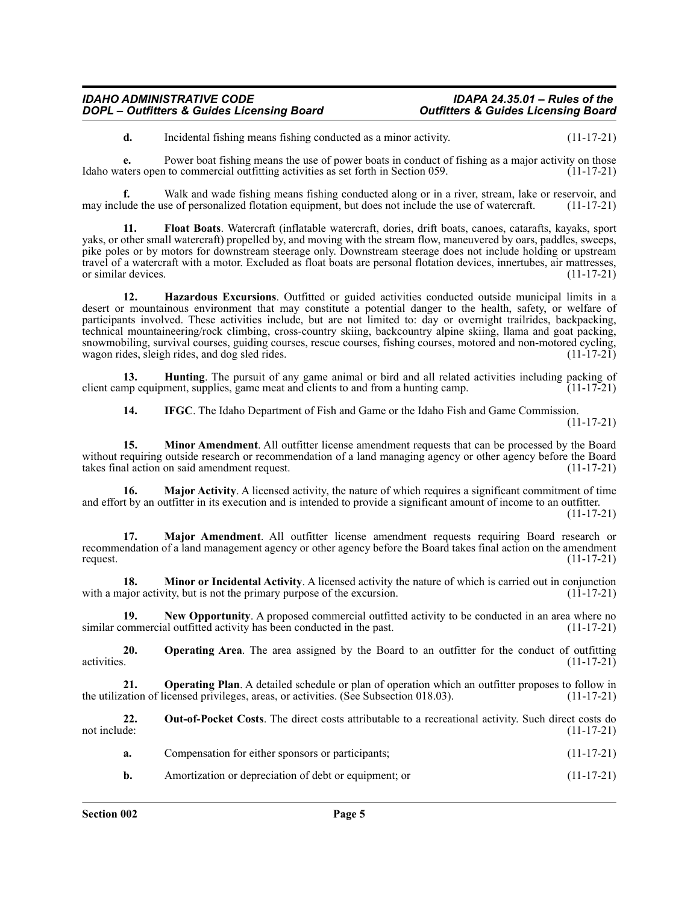**d.** Incidental fishing means fishing conducted as a minor activity. (11-17-21)

**e.** Power boat fishing means the use of power boats in conduct of fishing as a major activity on those Idaho waters open to commercial outfitting activities as set forth in Section 059. (11-17-21)

**f.** Walk and wade fishing means fishing conducted along or in a river, stream, lake or reservoir, and may include the use of personalized flotation equipment, but does not include the use of watercraft. (11-17-21)

**11. Float Boats**. Watercraft (inflatable watercraft, dories, drift boats, canoes, catarafts, kayaks, sport yaks, or other small watercraft) propelled by, and moving with the stream flow, maneuvered by oars, paddles, sweeps, pike poles or by motors for downstream steerage only. Downstream steerage does not include holding or upstream travel of a watercraft with a motor. Excluded as float boats are personal flotation devices, innertubes, air mattresses, or similar devices. (11-17-21)

**12. Hazardous Excursions**. Outfitted or guided activities conducted outside municipal limits in a desert or mountainous environment that may constitute a potential danger to the health, safety, or welfare of participants involved. These activities include, but are not limited to: day or overnight trailrides, backpacking, technical mountaineering/rock climbing, cross-country skiing, backcountry alpine skiing, llama and goat packing, snowmobiling, survival courses, guiding courses, rescue courses, fishing courses, motored and non-motored cycling, wagon rides, sleigh rides, and dog sled rides. (11-17-21)

**13. Hunting**. The pursuit of any game animal or bird and all related activities including packing of client camp equipment, supplies, game meat and clients to and from a hunting camp. (11-17-21)

**14. IFGC**. The Idaho Department of Fish and Game or the Idaho Fish and Game Commission. (11-17-21)

**15. Minor Amendment**. All outfitter license amendment requests that can be processed by the Board without requiring outside research or recommendation of a land managing agency or other agency before the Board takes final action on said amendment request. (11-17-21)

**16. Major Activity**. A licensed activity, the nature of which requires a significant commitment of time and effort by an outfitter in its execution and is intended to provide a significant amount of income to an outfitter. (11-17-21)

**17. Major Amendment**. All outfitter license amendment requests requiring Board research or recommendation of a land management agency or other agency before the Board takes final action on the amendment request. (11-17-21)

**18. Minor or Incidental Activity**. A licensed activity the nature of which is carried out in conjunction with a major activity, but is not the primary purpose of the excursion. (11-17-21)

**19. New Opportunity**. A proposed commercial outfitted activity to be conducted in an area where no similar commercial outfitted activity has been conducted in the past. (11-17-21)

**20. Operating Area**. The area assigned by the Board to an outfitter for the conduct of outfitting activities. (11-17-21)

**21. Operating Plan**. A detailed schedule or plan of operation which an outfitter proposes to follow in the utilization of licensed privileges, areas, or activities. (See Subsection 018.03). (11-17-21)

**22. Out-of-Pocket Costs**. The direct costs attributable to a recreational activity. Such direct costs do not include: (11-17-21)

**a.** Compensation for either sponsors or participants; (11-17-21)

**b.** Amortization or depreciation of debt or equipment; or (11-17-21)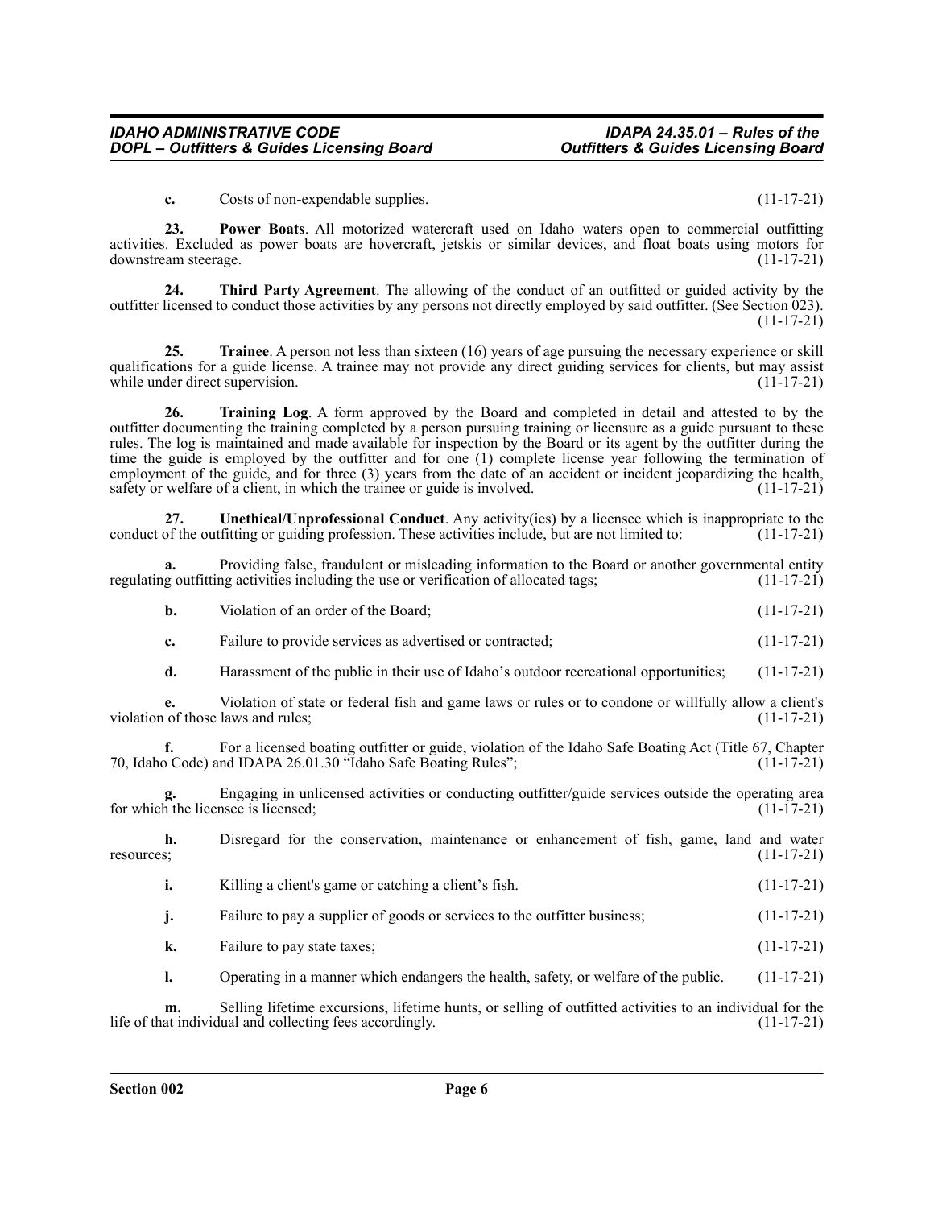**c.** Costs of non-expendable supplies. (11-17-21)

**23. Power Boats**. All motorized watercraft used on Idaho waters open to commercial outfitting activities. Excluded as power boats are hovercraft, jetskis or similar devices, and float boats using motors for downstream steerage. (11-17-21)

**24. Third Party Agreement**. The allowing of the conduct of an outfitted or guided activity by the outfitter licensed to conduct those activities by any persons not directly employed by said outfitter. (See Section 023). (11-17-21)

**25. Trainee**. A person not less than sixteen (16) years of age pursuing the necessary experience or skill qualifications for a guide license. A trainee may not provide any direct guiding services for clients, but may assist while under direct supervision. (11-17-21)

**26. Training Log**. A form approved by the Board and completed in detail and attested to by the outfitter documenting the training completed by a person pursuing training or licensure as a guide pursuant to these rules. The log is maintained and made available for inspection by the Board or its agent by the outfitter during the time the guide is employed by the outfitter and for one (1) complete license year following the termination of employment of the guide, and for three (3) years from the date of an accident or incident jeopardizing the health, safety or welfare of a client, in which the trainee or guide is involved. (11-17-21)

**27. Unethical/Unprofessional Conduct**. Any activity(ies) by a licensee which is inappropriate to the conduct of the outfitting or guiding profession. These activities include, but are not limited to: (11-17-21)

**a.** Providing false, fraudulent or misleading information to the Board or another governmental entity regulating outfitting activities including the use or verification of allocated tags; (11-17-21)

**b.** Violation of an order of the Board; (11-17-21)

**c.** Failure to provide services as advertised or contracted; (11-17-21)

**d.** Harassment of the public in their use of Idaho's outdoor recreational opportunities; (11-17-21)

**e.** Violation of state or federal fish and game laws or rules or to condone or willfully allow a client's violation of those laws and rules; (11-17-21)

**f.** For a licensed boating outfitter or guide, violation of the Idaho Safe Boating Act (Title 67, Chapter 70, Idaho Code) and IDAPA 26.01.30 "Idaho Safe Boating Rules"; (11-17-21)

**g.** Engaging in unlicensed activities or conducting outfitter/guide services outside the operating area for which the licensee is licensed; (11-17-21)

**h.** Disregard for the conservation, maintenance or enhancement of fish, game, land and water resources; (11-17-21)

**i.** Killing a client's game or catching a client's fish. (11-17-21)

**j.** Failure to pay a supplier of goods or services to the outfitter business; (11-17-21)

**k.** Failure to pay state taxes; (11-17-21)

**l.** Operating in a manner which endangers the health, safety, or welfare of the public. (11-17-21)

**m.** Selling lifetime excursions, lifetime hunts, or selling of outfitted activities to an individual for the life of that individual and collecting fees accordingly. (11-17-21)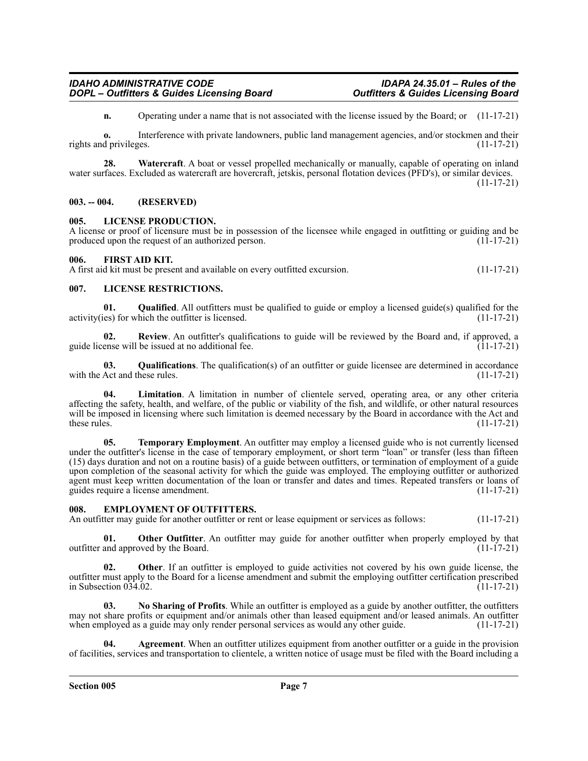**n.** Operating under a name that is not associated with the license issued by the Board; or (11-17-21)

**o.** Interference with private landowners, public land management agencies, and/or stockmen and their rights and privileges. (11-17-21)

**28. Watercraft**. A boat or vessel propelled mechanically or manually, capable of operating on inland water surfaces. Excluded as watercraft are hovercraft, jetskis, personal flotation devices (PFD's), or similar devices. (11-17-21)

## 003. -- 004. (RESERVED)

## 005. LICENSE PRODUCTION.

A license or proof of licensure must be in possession of the licensee while engaged in outfitting or guiding and be produced upon the request of an authorized person. (11-17-21)

## 006. FIRST AID KIT.

A first aid kit must be present and available on every outfitted excursion. (11-17-21)

## 007. LICENSE RESTRICTIONS.

**01. Qualified**. All outfitters must be qualified to guide or employ a licensed guide(s) qualified for the activity(ies) for which the outfitter is licensed. (11-17-21)

**02. Review**. An outfitter's qualifications to guide will be reviewed by the Board and, if approved, a guide license will be issued at no additional fee. (11-17-21)

**03. Qualifications**. The qualification(s) of an outfitter or guide licensee are determined in accordance with the Act and these rules. (11-17-21)

**04. Limitation**. A limitation in number of clientele served, operating area, or any other criteria affecting the safety, health, and welfare, of the public or viability of the fish, and wildlife, or other natural resources will be imposed in licensing where such limitation is deemed necessary by the Board in accordance with the Act and these rules. (11-17-21)

**05. Temporary Employment**. An outfitter may employ a licensed guide who is not currently licensed under the outfitter's license in the case of temporary employment, or short term "loan" or transfer (less than fifteen (15) days duration and not on a routine basis) of a guide between outfitters, or termination of employment of a guide upon completion of the seasonal activity for which the guide was employed. The employing outfitter or authorized agent must keep written documentation of the loan or transfer and dates and times. Repeated transfers or loans of guides require a license amendment. (11-17-21)

## 008. EMPLOYMENT OF OUTFITTERS.

An outfitter may guide for another outfitter or rent or lease equipment or services as follows: (11-17-21)

**01. Other Outfitter**. An outfitter may guide for another outfitter when properly employed by that outfitter and approved by the Board. (11-17-21)

**02. Other**. If an outfitter is employed to guide activities not covered by his own guide license, the outfitter must apply to the Board for a license amendment and submit the employing outfitter certification prescribed in Subsection 034.02. (11-17-21)

**03. No Sharing of Profits**. While an outfitter is employed as a guide by another outfitter, the outfitters may not share profits or equipment and/or animals other than leased equipment and/or leased animals. An outfitter when employed as a guide may only render personal services as would any other guide. (11-17-21)

**04. Agreement**. When an outfitter utilizes equipment from another outfitter or a guide in the provision of facilities, services and transportation to clientele, a written notice of usage must be filed with the Board including a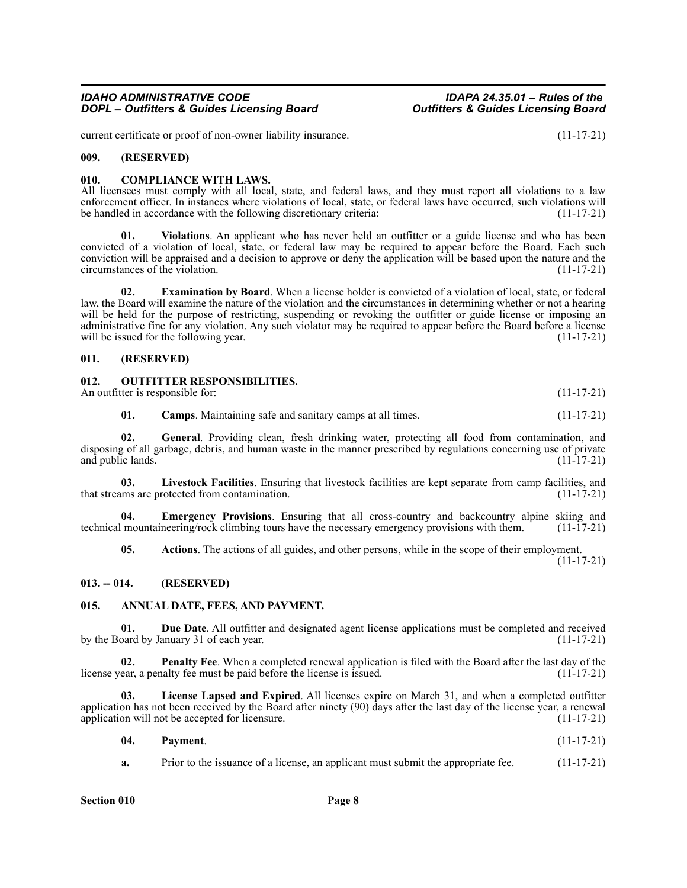current certificate or proof of non-owner liability insurance. (11-17-21)

### 009. (RESERVED)

### 010. COMPLIANCE WITH LAWS.

All licensees must comply with all local, state, and federal laws, and they must report all violations to a law enforcement officer. In instances where violations of local, state, or federal laws have occurred, such violations will be handled in accordance with the following discretionary criteria: (11-17-21)

**01. Violations**. An applicant who has never held an outfitter or a guide license and who has been convicted of a violation of local, state, or federal law may be required to appear before the Board. Each such conviction will be appraised and a decision to approve or deny the application will be based upon the nature and the circumstances of the violation. (11-17-21)

**02. Examination by Board**. When a license holder is convicted of a violation of local, state, or federal law, the Board will examine the nature of the violation and the circumstances in determining whether or not a hearing will be held for the purpose of restricting, suspending or revoking the outfitter or guide license or imposing an administrative fine for any violation. Any such violator may be required to appear before the Board before a license will be issued for the following year. (11-17-21)

### 011. (RESERVED)

### 012. OUTFITTER RESPONSIBILITIES.

An outfitter is responsible for: (11-17-21)

**01. Camps**. Maintaining safe and sanitary camps at all times. (11-17-21)

**02. General**. Providing clean, fresh drinking water, protecting all food from contamination, and disposing of all garbage, debris, and human waste in the manner prescribed by regulations concerning use of private and public lands. (11-17-21)

**03. Livestock Facilities**. Ensuring that livestock facilities are kept separate from camp facilities, and that streams are protected from contamination. (11-17-21)

**04. Emergency Provisions**. Ensuring that all cross-country and backcountry alpine skiing and technical mountaineering/rock climbing tours have the necessary emergency provisions with them. (11-17-21)

**05. Actions**. The actions of all guides, and other persons, while in the scope of their employment. (11-17-21)

### 013. -- 014. (RESERVED)

### 015. ANNUAL DATE, FEES, AND PAYMENT.

**01. Due Date**. All outfitter and designated agent license applications must be completed and received by the Board by January 31 of each year. (11-17-21)

**02. Penalty Fee**. When a completed renewal application is filed with the Board after the last day of the license year, a penalty fee must be paid before the license is issued. (11-17-21)

**03. License Lapsed and Expired**. All licenses expire on March 31, and when a completed outfitter application has not been received by the Board after ninety (90) days after the last day of the license year, a renewal application will not be accepted for licensure. (11-17-21)

**04. Payment**. (11-17-21)

**a.** Prior to the issuance of a license, an applicant must submit the appropriate fee. (11-17-21)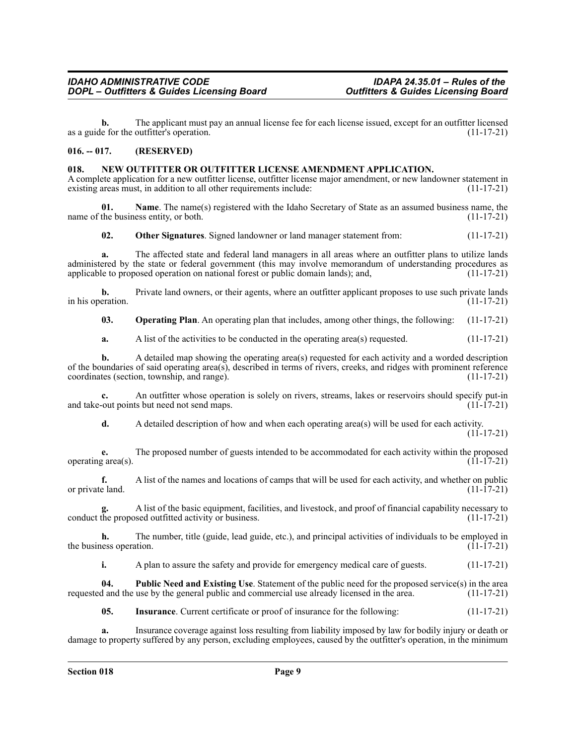**b.** The applicant must pay an annual license fee for each license issued, except for an outfitter licensed as a guide for the outfitter's operation. (11-17-21)

## 016. -- 017. (RESERVED)

## 018. NEW OUTFITTER OR OUTFITTER LICENSE AMENDMENT APPLICATION.

A complete application for a new outfitter license, outfitter license major amendment, or new landowner statement in existing areas must, in addition to all other requirements include: (11-17-21)

**01. Name**. The name(s) registered with the Idaho Secretary of State as an assumed business name, the name of the business entity, or both. (11-17-21)

**02. Other Signatures**. Signed landowner or land manager statement from: (11-17-21)

**a.** The affected state and federal land managers in all areas where an outfitter plans to utilize lands administered by the state or federal government (this may involve memorandum of understanding procedures as applicable to proposed operation on national forest or public domain lands); and, (11-17-21)

**b.** Private land owners, or their agents, where an outfitter applicant proposes to use such private lands in his operation. (11-17-21)

**03. Operating Plan**. An operating plan that includes, among other things, the following: (11-17-21)

**a.** A list of the activities to be conducted in the operating area(s) requested. (11-17-21)

**b.** A detailed map showing the operating area(s) requested for each activity and a worded description of the boundaries of said operating area(s), described in terms of rivers, creeks, and ridges with prominent reference coordinates (section, township, and range). (11-17-21)

**c.** An outfitter whose operation is solely on rivers, streams, lakes or reservoirs should specify put-in and take-out points but need not send maps. (11-17-21)

**d.** A detailed description of how and when each operating area(s) will be used for each activity. (11-17-21)

**e.** The proposed number of guests intended to be accommodated for each activity within the proposed operating area(s). (11-17-21)

**f.** A list of the names and locations of camps that will be used for each activity, and whether on public or private land. (11-17-21)

**g.** A list of the basic equipment, facilities, and livestock, and proof of financial capability necessary to conduct the proposed outfitted activity or business. (11-17-21)

**h.** The number, title (guide, lead guide, etc.), and principal activities of individuals to be employed in the business operation. (11-17-21)

**i.** A plan to assure the safety and provide for emergency medical care of guests. (11-17-21)

**04. Public Need and Existing Use**. Statement of the public need for the proposed service(s) in the area requested and the use by the general public and commercial use already licensed in the area. (11-17-21)

**05. Insurance**. Current certificate or proof of insurance for the following: (11-17-21)

**a.** Insurance coverage against loss resulting from liability imposed by law for bodily injury or death or damage to property suffered by any person, excluding employees, caused by the outfitter's operation, in the minimum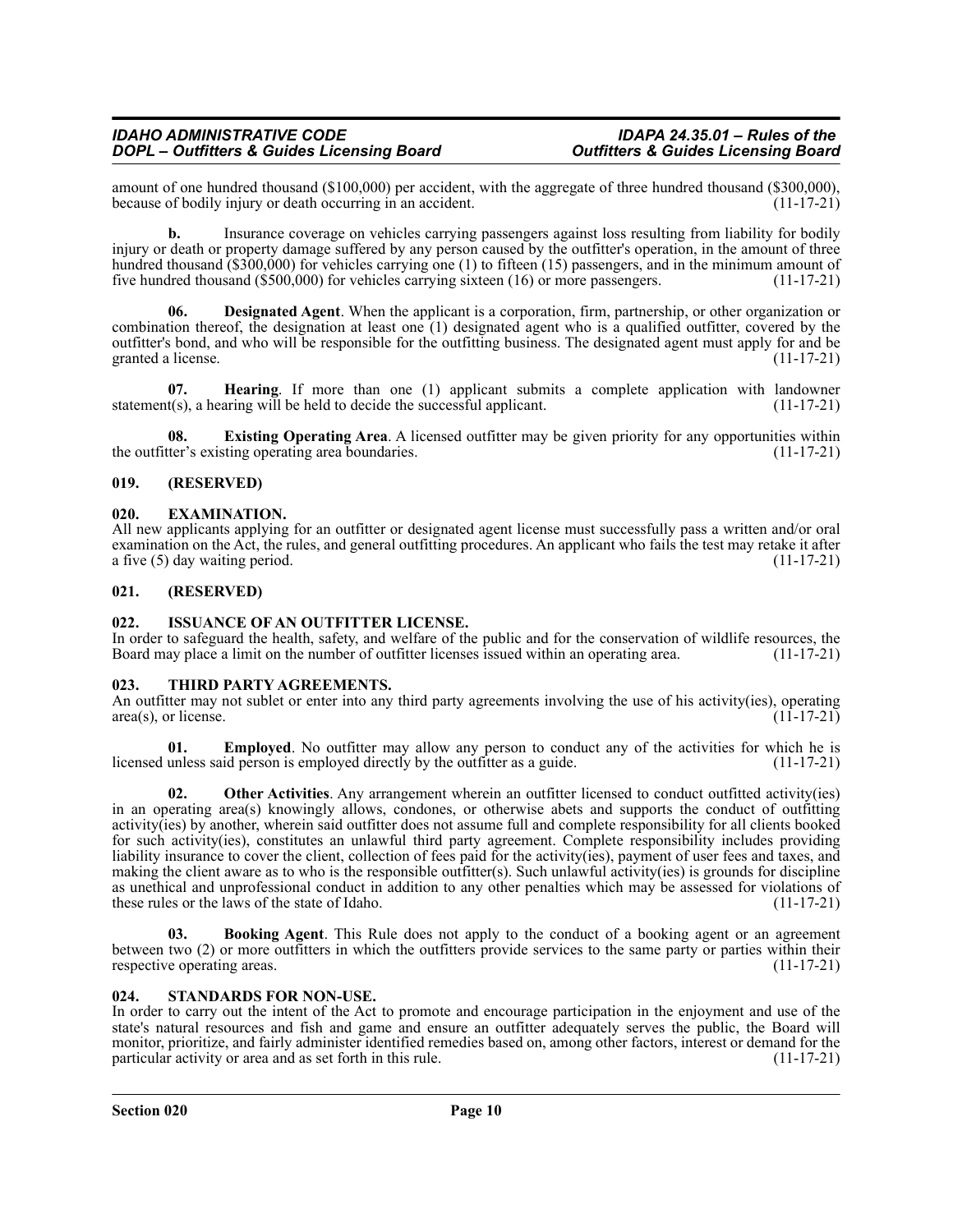amount of one hundred thousand ($100,000) per accident, with the aggregate of three hundred thousand ($300,000), because of bodily injury or death occurring in an accident. (11-17-21)

**b.** Insurance coverage on vehicles carrying passengers against loss resulting from liability for bodily injury or death or property damage suffered by any person caused by the outfitter's operation, in the amount of three hundred thousand ($300,000) for vehicles carrying one (1) to fifteen (15) passengers, and in the minimum amount of five hundred thousand ($500,000) for vehicles carrying sixteen (16) or more passengers. (11-17-21)

**06. Designated Agent**. When the applicant is a corporation, firm, partnership, or other organization or combination thereof, the designation at least one (1) designated agent who is a qualified outfitter, covered by the outfitter's bond, and who will be responsible for the outfitting business. The designated agent must apply for and be granted a license. (11-17-21)

**07. Hearing**. If more than one (1) applicant submits a complete application with landowner statement(s), a hearing will be held to decide the successful applicant. (11-17-21)

**08. Existing Operating Area**. A licensed outfitter may be given priority for any opportunities within the outfitter's existing operating area boundaries. (11-17-21)

### 019. (RESERVED)

### 020. EXAMINATION.

All new applicants applying for an outfitter or designated agent license must successfully pass a written and/or oral examination on the Act, the rules, and general outfitting procedures. An applicant who fails the test may retake it after a five (5) day waiting period. (11-17-21)

### 021. (RESERVED)

### 022. ISSUANCE OF AN OUTFITTER LICENSE.

In order to safeguard the health, safety, and welfare of the public and for the conservation of wildlife resources, the Board may place a limit on the number of outfitter licenses issued within an operating area. (11-17-21)

### 023. THIRD PARTY AGREEMENTS.

An outfitter may not sublet or enter into any third party agreements involving the use of his activity(ies), operating area(s), or license. (11-17-21)

**01. Employed**. No outfitter may allow any person to conduct any of the activities for which he is licensed unless said person is employed directly by the outfitter as a guide. (11-17-21)

**02. Other Activities**. Any arrangement wherein an outfitter licensed to conduct outfitted activity(ies) in an operating area(s) knowingly allows, condones, or otherwise abets and supports the conduct of outfitting activity(ies) by another, wherein said outfitter does not assume full and complete responsibility for all clients booked for such activity(ies), constitutes an unlawful third party agreement. Complete responsibility includes providing liability insurance to cover the client, collection of fees paid for the activity(ies), payment of user fees and taxes, and making the client aware as to who is the responsible outfitter(s). Such unlawful activity(ies) is grounds for discipline as unethical and unprofessional conduct in addition to any other penalties which may be assessed for violations of these rules or the laws of the state of Idaho. (11-17-21)

**03. Booking Agent**. This Rule does not apply to the conduct of a booking agent or an agreement between two (2) or more outfitters in which the outfitters provide services to the same party or parties within their respective operating areas. (11-17-21)

### 024. STANDARDS FOR NON-USE.

In order to carry out the intent of the Act to promote and encourage participation in the enjoyment and use of the state's natural resources and fish and game and ensure an outfitter adequately serves the public, the Board will monitor, prioritize, and fairly administer identified remedies based on, among other factors, interest or demand for the particular activity or area and as set forth in this rule. (11-17-21)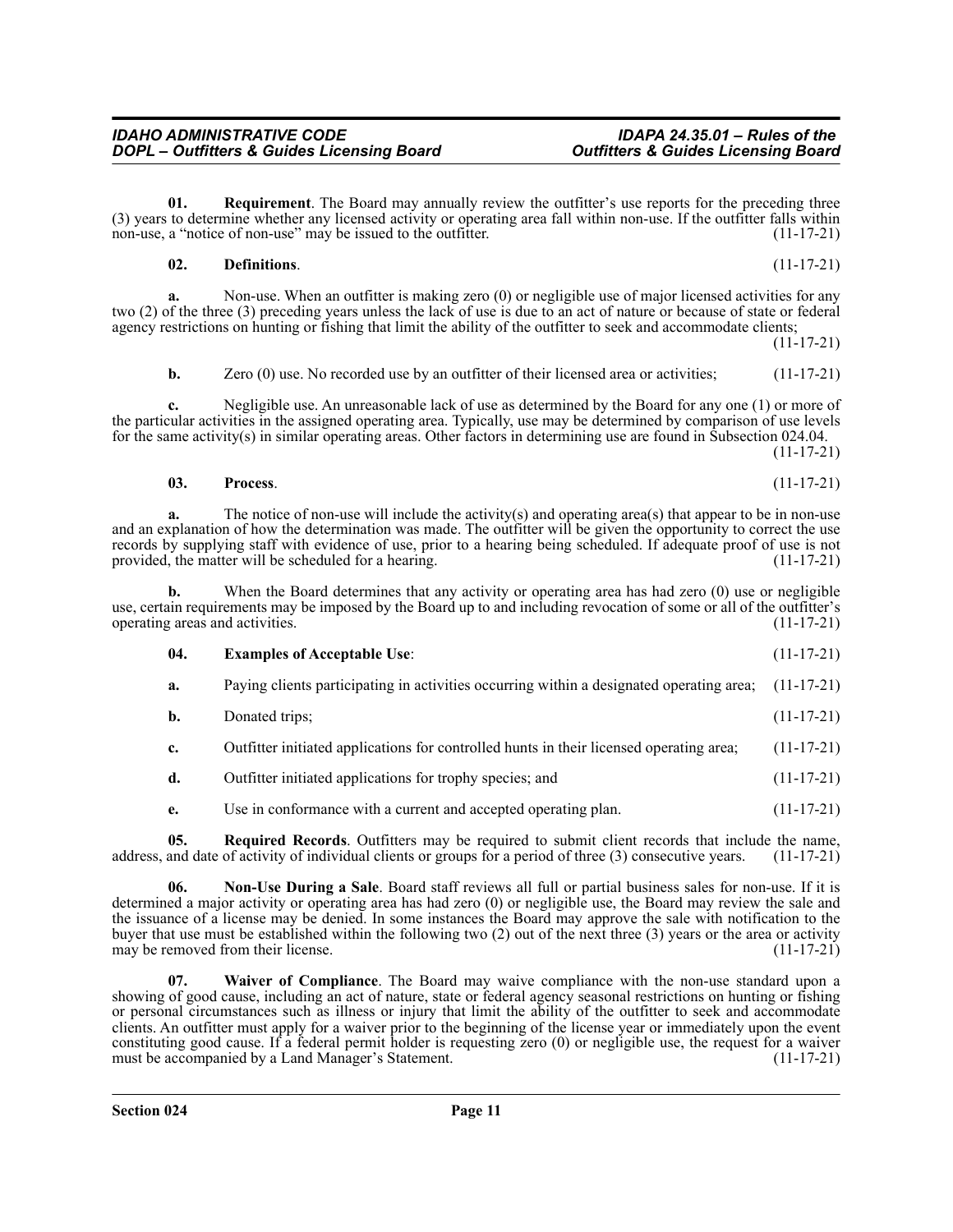**01. Requirement**. The Board may annually review the outfitter's use reports for the preceding three (3) years to determine whether any licensed activity or operating area fall within non-use. If the outfitter falls within non-use, a "notice of non-use" may be issued to the outfitter. (11-17-21)

**02. Definitions**. (11-17-21)

**a.** Non-use. When an outfitter is making zero (0) or negligible use of major licensed activities for any two (2) of the three (3) preceding years unless the lack of use is due to an act of nature or because of state or federal agency restrictions on hunting or fishing that limit the ability of the outfitter to seek and accommodate clients; (11-17-21)

**b.** Zero (0) use. No recorded use by an outfitter of their licensed area or activities; (11-17-21)

**c.** Negligible use. An unreasonable lack of use as determined by the Board for any one (1) or more of the particular activities in the assigned operating area. Typically, use may be determined by comparison of use levels for the same activity(s) in similar operating areas. Other factors in determining use are found in Subsection 024.04. (11-17-21)

**03. Process**. (11-17-21)

**a.** The notice of non-use will include the activity(s) and operating area(s) that appear to be in non-use and an explanation of how the determination was made. The outfitter will be given the opportunity to correct the use records by supplying staff with evidence of use, prior to a hearing being scheduled. If adequate proof of use is not provided, the matter will be scheduled for a hearing. (11-17-21)

**b.** When the Board determines that any activity or operating area has had zero (0) use or negligible use, certain requirements may be imposed by the Board up to and including revocation of some or all of the outfitter's operating areas and activities. (11-17-21)

**04. Examples of Acceptable Use**: (11-17-21)

**a.** Paying clients participating in activities occurring within a designated operating area; (11-17-21)

**b.** Donated trips; (11-17-21)

**c.** Outfitter initiated applications for controlled hunts in their licensed operating area; (11-17-21)

**d.** Outfitter initiated applications for trophy species; and (11-17-21)

**e.** Use in conformance with a current and accepted operating plan. (11-17-21)

**05. Required Records**. Outfitters may be required to submit client records that include the name, address, and date of activity of individual clients or groups for a period of three (3) consecutive years. (11-17-21)

**06. Non-Use During a Sale**. Board staff reviews all full or partial business sales for non-use. If it is determined a major activity or operating area has had zero (0) or negligible use, the Board may review the sale and the issuance of a license may be denied. In some instances the Board may approve the sale with notification to the buyer that use must be established within the following two (2) out of the next three (3) years or the area or activity may be removed from their license. (11-17-21)

**07. Waiver of Compliance**. The Board may waive compliance with the non-use standard upon a showing of good cause, including an act of nature, state or federal agency seasonal restrictions on hunting or fishing or personal circumstances such as illness or injury that limit the ability of the outfitter to seek and accommodate clients. An outfitter must apply for a waiver prior to the beginning of the license year or immediately upon the event constituting good cause. If a federal permit holder is requesting zero (0) or negligible use, the request for a waiver must be accompanied by a Land Manager's Statement. (11-17-21)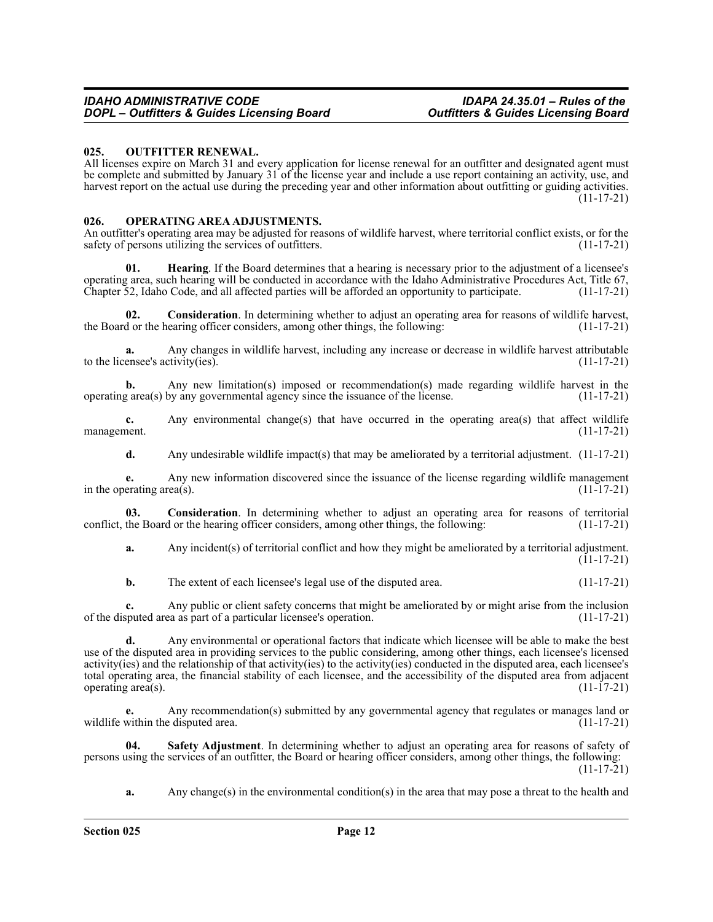### 025. OUTFITTER RENEWAL.

All licenses expire on March 31 and every application for license renewal for an outfitter and designated agent must be complete and submitted by January 31 of the license year and include a use report containing an activity, use, and harvest report on the actual use during the preceding year and other information about outfitting or guiding activities. (11-17-21)

### 026. OPERATING AREA ADJUSTMENTS.

An outfitter's operating area may be adjusted for reasons of wildlife harvest, where territorial conflict exists, or for the safety of persons utilizing the services of outfitters. (11-17-21)

**01. Hearing**. If the Board determines that a hearing is necessary prior to the adjustment of a licensee's operating area, such hearing will be conducted in accordance with the Idaho Administrative Procedures Act, Title 67, Chapter 52, Idaho Code, and all affected parties will be afforded an opportunity to participate. (11-17-21)

**02. Consideration**. In determining whether to adjust an operating area for reasons of wildlife harvest, the Board or the hearing officer considers, among other things, the following: (11-17-21)

**a.** Any changes in wildlife harvest, including any increase or decrease in wildlife harvest attributable to the licensee's activity(ies). (11-17-21)

**b.** Any new limitation(s) imposed or recommendation(s) made regarding wildlife harvest in the operating area(s) by any governmental agency since the issuance of the license. (11-17-21)

**c.** Any environmental change(s) that have occurred in the operating area(s) that affect wildlife management. (11-17-21)

**d.** Any undesirable wildlife impact(s) that may be ameliorated by a territorial adjustment. (11-17-21)

**e.** Any new information discovered since the issuance of the license regarding wildlife management in the operating area(s). (11-17-21)

**03. Consideration**. In determining whether to adjust an operating area for reasons of territorial conflict, the Board or the hearing officer considers, among other things, the following: (11-17-21)

**a.** Any incident(s) of territorial conflict and how they might be ameliorated by a territorial adjustment. (11-17-21)

**b.** The extent of each licensee's legal use of the disputed area. (11-17-21)

**c.** Any public or client safety concerns that might be ameliorated by or might arise from the inclusion of the disputed area as part of a particular licensee's operation. (11-17-21)

**d.** Any environmental or operational factors that indicate which licensee will be able to make the best use of the disputed area in providing services to the public considering, among other things, each licensee's licensed activity(ies) and the relationship of that activity(ies) to the activity(ies) conducted in the disputed area, each licensee's total operating area, the financial stability of each licensee, and the accessibility of the disputed area from adjacent operating area(s). (11-17-21)

**e.** Any recommendation(s) submitted by any governmental agency that regulates or manages land or wildlife within the disputed area. (11-17-21)

**04. Safety Adjustment**. In determining whether to adjust an operating area for reasons of safety of persons using the services of an outfitter, the Board or hearing officer considers, among other things, the following: (11-17-21)

**a.** Any change(s) in the environmental condition(s) in the area that may pose a threat to the health and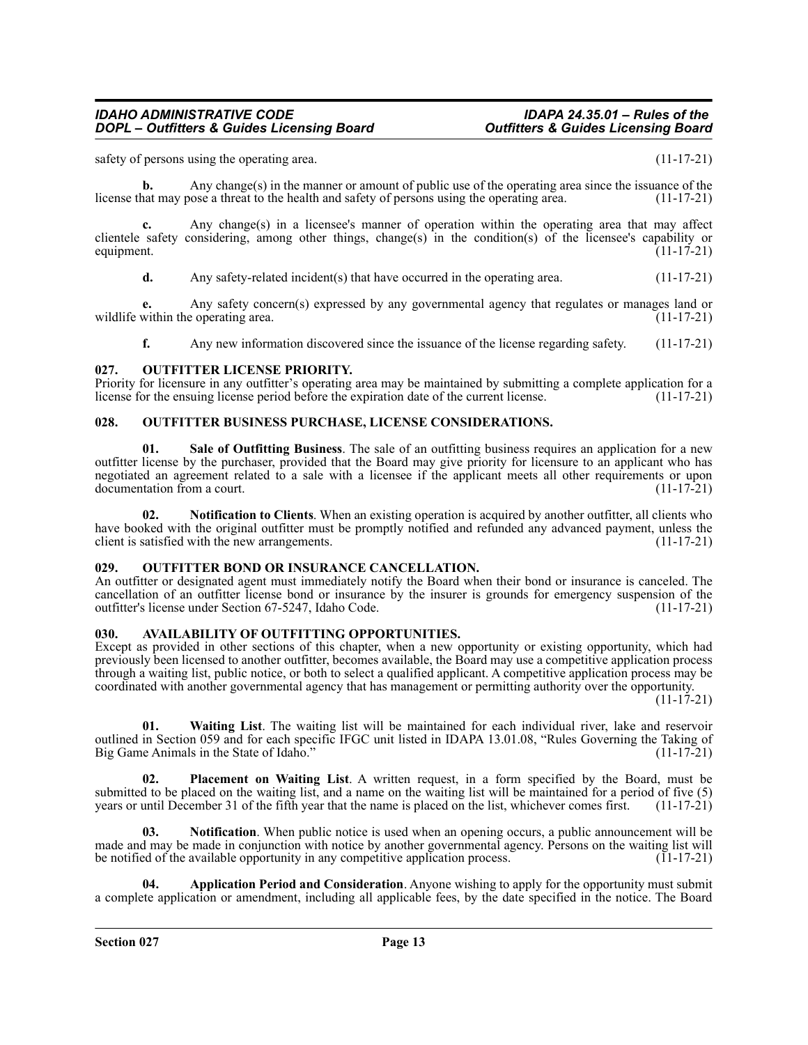safety of persons using the operating area. (11-17-21)

**b.** Any change(s) in the manner or amount of public use of the operating area since the issuance of the license that may pose a threat to the health and safety of persons using the operating area. (11-17-21)

**c.** Any change(s) in a licensee's manner of operation within the operating area that may affect clientele safety considering, among other things, change(s) in the condition(s) of the licensee's capability or equipment. (11-17-21)

**d.** Any safety-related incident(s) that have occurred in the operating area. (11-17-21)

**e.** Any safety concern(s) expressed by any governmental agency that regulates or manages land or wildlife within the operating area. (11-17-21)

**f.** Any new information discovered since the issuance of the license regarding safety. (11-17-21)

### 027. OUTFITTER LICENSE PRIORITY.

Priority for licensure in any outfitter's operating area may be maintained by submitting a complete application for a license for the ensuing license period before the expiration date of the current license. (11-17-21)

### 028. OUTFITTER BUSINESS PURCHASE, LICENSE CONSIDERATIONS.

**01. Sale of Outfitting Business**. The sale of an outfitting business requires an application for a new outfitter license by the purchaser, provided that the Board may give priority for licensure to an applicant who has negotiated an agreement related to a sale with a licensee if the applicant meets all other requirements or upon documentation from a court. (11-17-21)

**02. Notification to Clients**. When an existing operation is acquired by another outfitter, all clients who have booked with the original outfitter must be promptly notified and refunded any advanced payment, unless the client is satisfied with the new arrangements. (11-17-21)

### 029. OUTFITTER BOND OR INSURANCE CANCELLATION.

An outfitter or designated agent must immediately notify the Board when their bond or insurance is canceled. The cancellation of an outfitter license bond or insurance by the insurer is grounds for emergency suspension of the outfitter's license under Section 67-5247, Idaho Code. (11-17-21)

### 030. AVAILABILITY OF OUTFITTING OPPORTUNITIES.

Except as provided in other sections of this chapter, when a new opportunity or existing opportunity, which had previously been licensed to another outfitter, becomes available, the Board may use a competitive application process through a waiting list, public notice, or both to select a qualified applicant. A competitive application process may be coordinated with another governmental agency that has management or permitting authority over the opportunity. (11-17-21)

**01. Waiting List**. The waiting list will be maintained for each individual river, lake and reservoir outlined in Section 059 and for each specific IFGC unit listed in IDAPA 13.01.08, "Rules Governing the Taking of Big Game Animals in the State of Idaho." (11-17-21)

**02. Placement on Waiting List**. A written request, in a form specified by the Board, must be submitted to be placed on the waiting list, and a name on the waiting list will be maintained for a period of five (5) years or until December 31 of the fifth year that the name is placed on the list, whichever comes first. (11-17-21)

**03. Notification**. When public notice is used when an opening occurs, a public announcement will be made and may be made in conjunction with notice by another governmental agency. Persons on the waiting list will be notified of the available opportunity in any competitive application process. (11-17-21)

**04. Application Period and Consideration**. Anyone wishing to apply for the opportunity must submit a complete application or amendment, including all applicable fees, by the date specified in the notice. The Board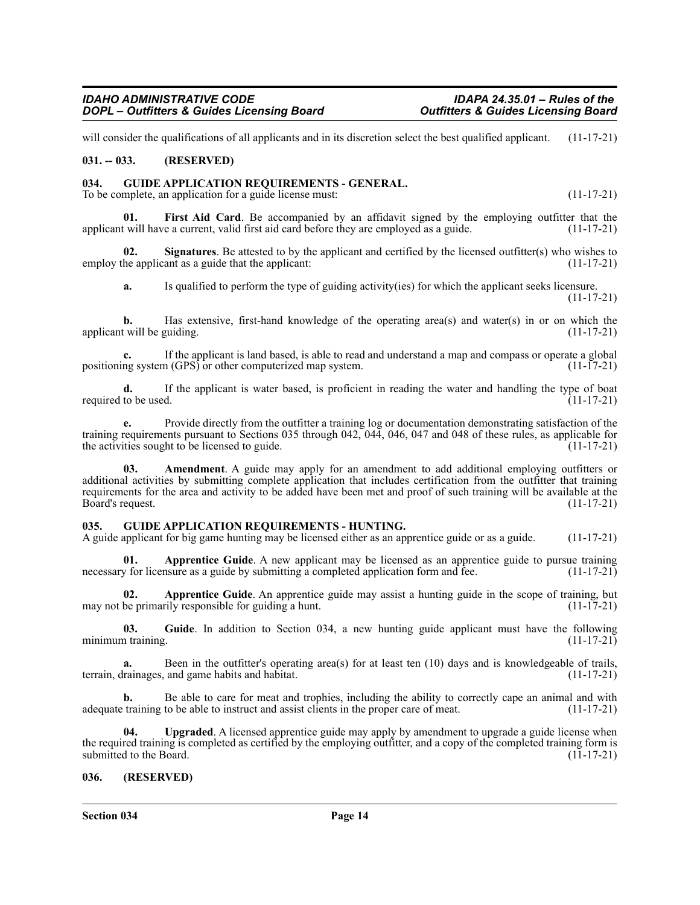will consider the qualifications of all applicants and in its discretion select the best qualified applicant. (11-17-21)

## 031. -- 033. (RESERVED)

## 034. GUIDE APPLICATION REQUIREMENTS - GENERAL.

To be complete, an application for a guide license must: (11-17-21)

**01. First Aid Card**. Be accompanied by an affidavit signed by the employing outfitter that the applicant will have a current, valid first aid card before they are employed as a guide. (11-17-21)

**02. Signatures**. Be attested to by the applicant and certified by the licensed outfitter(s) who wishes to employ the applicant as a guide that the applicant: (11-17-21)

**a.** Is qualified to perform the type of guiding activity(ies) for which the applicant seeks licensure. (11-17-21)

**b.** Has extensive, first-hand knowledge of the operating area(s) and water(s) in or on which the applicant will be guiding. (11-17-21)

**c.** If the applicant is land based, is able to read and understand a map and compass or operate a global positioning system (GPS) or other computerized map system. (11-17-21)

**d.** If the applicant is water based, is proficient in reading the water and handling the type of boat required to be used. (11-17-21)

**e.** Provide directly from the outfitter a training log or documentation demonstrating satisfaction of the training requirements pursuant to Sections 035 through 042, 044, 046, 047 and 048 of these rules, as applicable for the activities sought to be licensed to guide. (11-17-21)

**03. Amendment**. A guide may apply for an amendment to add additional employing outfitters or additional activities by submitting complete application that includes certification from the outfitter that training requirements for the area and activity to be added have been met and proof of such training will be available at the Board's request. (11-17-21)

## 035. GUIDE APPLICATION REQUIREMENTS - HUNTING.

A guide applicant for big game hunting may be licensed either as an apprentice guide or as a guide. (11-17-21)

**01. Apprentice Guide**. A new applicant may be licensed as an apprentice guide to pursue training necessary for licensure as a guide by submitting a completed application form and fee. (11-17-21)

**02. Apprentice Guide**. An apprentice guide may assist a hunting guide in the scope of training, but may not be primarily responsible for guiding a hunt. (11-17-21)

**03. Guide**. In addition to Section 034, a new hunting guide applicant must have the following minimum training. (11-17-21)

**a.** Been in the outfitter's operating area(s) for at least ten (10) days and is knowledgeable of trails, terrain, drainages, and game habits and habitat. (11-17-21)

**b.** Be able to care for meat and trophies, including the ability to correctly cape an animal and with adequate training to be able to instruct and assist clients in the proper care of meat. (11-17-21)

**04. Upgraded**. A licensed apprentice guide may apply by amendment to upgrade a guide license when the required training is completed as certified by the employing outfitter, and a copy of the completed training form is submitted to the Board. (11-17-21)

## 036. (RESERVED)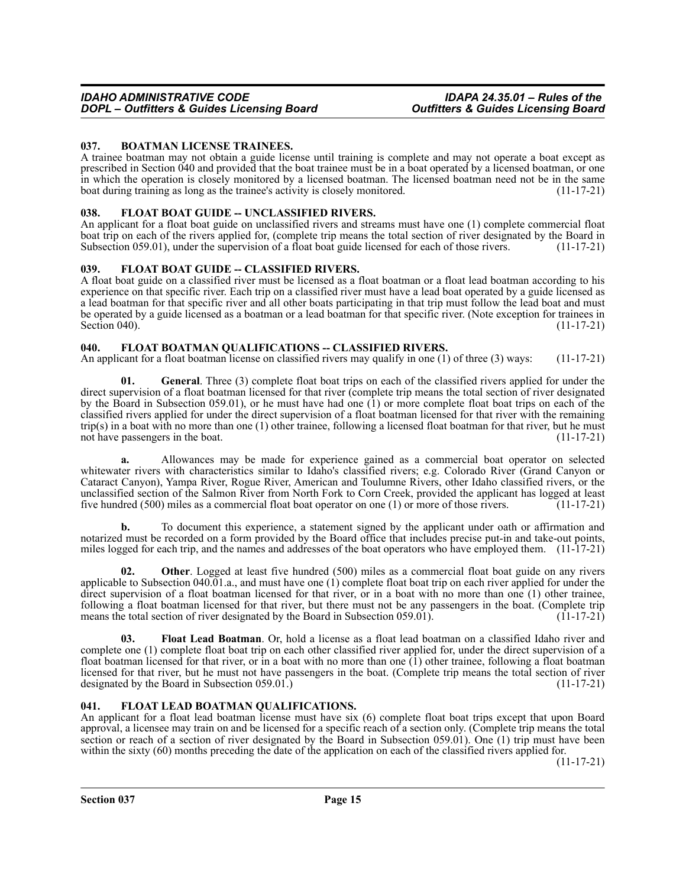## 037. BOATMAN LICENSE TRAINEES.

A trainee boatman may not obtain a guide license until training is complete and may not operate a boat except as prescribed in Section 040 and provided that the boat trainee must be in a boat operated by a licensed boatman, or one in which the operation is closely monitored by a licensed boatman. The licensed boatman need not be in the same boat during training as long as the trainee's activity is closely monitored. (11-17-21)

## 038. FLOAT BOAT GUIDE -- UNCLASSIFIED RIVERS.

An applicant for a float boat guide on unclassified rivers and streams must have one (1) complete commercial float boat trip on each of the rivers applied for, (complete trip means the total section of river designated by the Board in Subsection 059.01), under the supervision of a float boat guide licensed for each of those rivers. (11-17-21)

## 039. FLOAT BOAT GUIDE -- CLASSIFIED RIVERS.

A float boat guide on a classified river must be licensed as a float boatman or a float lead boatman according to his experience on that specific river. Each trip on a classified river must have a lead boat operated by a guide licensed as a lead boatman for that specific river and all other boats participating in that trip must follow the lead boat and must be operated by a guide licensed as a boatman or a lead boatman for that specific river. (Note exception for trainees in Section 040). (11-17-21)

## 040. FLOAT BOATMAN QUALIFICATIONS -- CLASSIFIED RIVERS.

An applicant for a float boatman license on classified rivers may qualify in one (1) of three (3) ways: (11-17-21)

**01. General**. Three (3) complete float boat trips on each of the classified rivers applied for under the direct supervision of a float boatman licensed for that river (complete trip means the total section of river designated by the Board in Subsection 059.01), or he must have had one (1) or more complete float boat trips on each of the classified rivers applied for under the direct supervision of a float boatman licensed for that river with the remaining trip(s) in a boat with no more than one (1) other trainee, following a licensed float boatman for that river, but he must not have passengers in the boat. (11-17-21)

**a.** Allowances may be made for experience gained as a commercial boat operator on selected whitewater rivers with characteristics similar to Idaho's classified rivers; e.g. Colorado River (Grand Canyon or Cataract Canyon), Yampa River, Rogue River, American and Toulumne Rivers, other Idaho classified rivers, or the unclassified section of the Salmon River from North Fork to Corn Creek, provided the applicant has logged at least five hundred (500) miles as a commercial float boat operator on one (1) or more of those rivers. (11-17-21)

**b.** To document this experience, a statement signed by the applicant under oath or affirmation and notarized must be recorded on a form provided by the Board office that includes precise put-in and take-out points, miles logged for each trip, and the names and addresses of the boat operators who have employed them. (11-17-21)

**02. Other**. Logged at least five hundred (500) miles as a commercial float boat guide on any rivers applicable to Subsection 040.01.a., and must have one (1) complete float boat trip on each river applied for under the direct supervision of a float boatman licensed for that river, or in a boat with no more than one (1) other trainee, following a float boatman licensed for that river, but there must not be any passengers in the boat. (Complete trip means the total section of river designated by the Board in Subsection 059.01). (11-17-21)

**03. Float Lead Boatman**. Or, hold a license as a float lead boatman on a classified Idaho river and complete one (1) complete float boat trip on each other classified river applied for, under the direct supervision of a float boatman licensed for that river, or in a boat with no more than one (1) other trainee, following a float boatman licensed for that river, but he must not have passengers in the boat. (Complete trip means the total section of river designated by the Board in Subsection 059.01.) (11-17-21)

## 041. FLOAT LEAD BOATMAN QUALIFICATIONS.

An applicant for a float lead boatman license must have six (6) complete float boat trips except that upon Board approval, a licensee may train on and be licensed for a specific reach of a section only. (Complete trip means the total section or reach of a section of river designated by the Board in Subsection 059.01). One (1) trip must have been within the sixty (60) months preceding the date of the application on each of the classified rivers applied for. (11-17-21)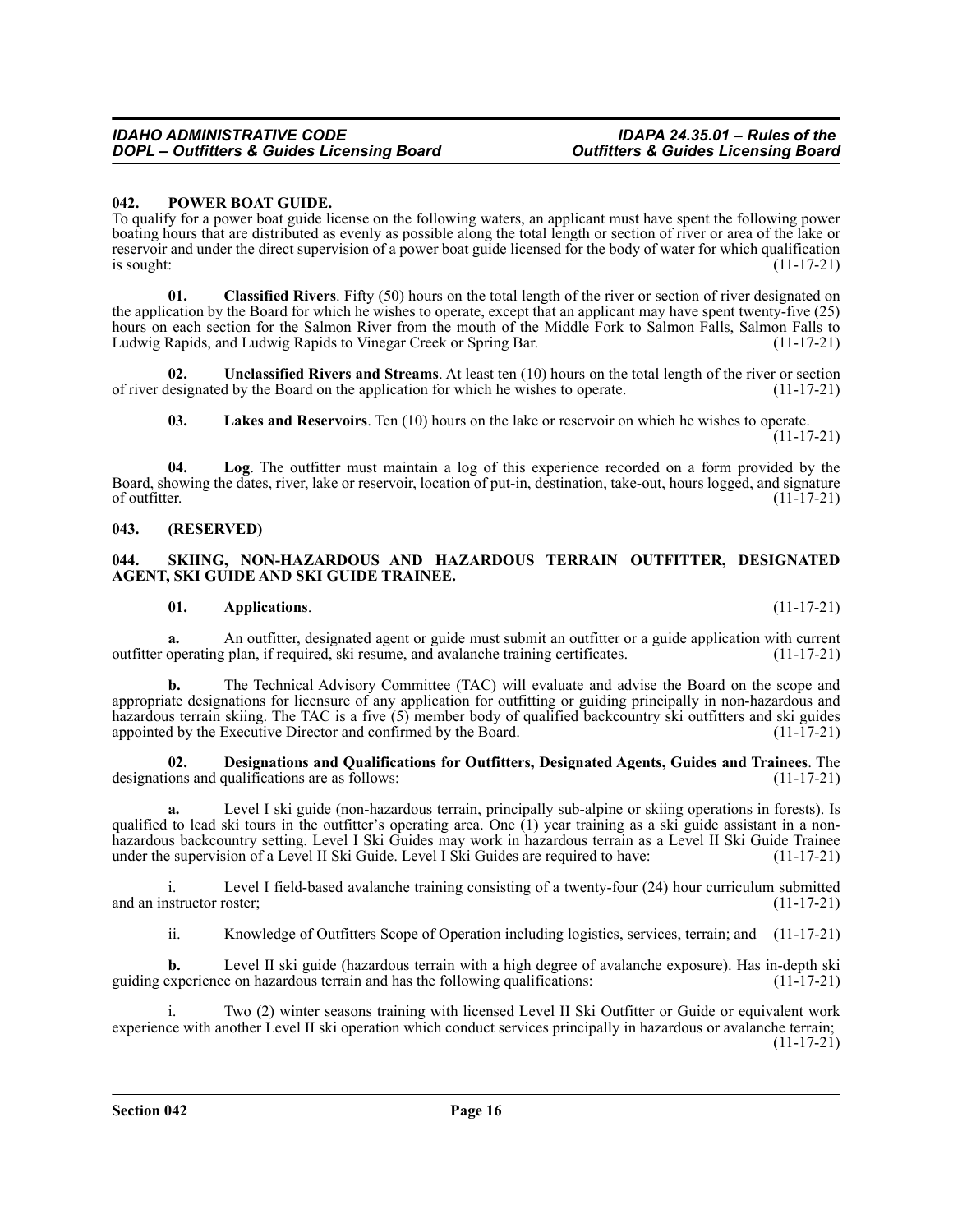## 042. POWER BOAT GUIDE.

To qualify for a power boat guide license on the following waters, an applicant must have spent the following power boating hours that are distributed as evenly as possible along the total length or section of river or area of the lake or reservoir and under the direct supervision of a power boat guide licensed for the body of water for which qualification is sought: (11-17-21)

**01. Classified Rivers**. Fifty (50) hours on the total length of the river or section of river designated on the application by the Board for which he wishes to operate, except that an applicant may have spent twenty-five (25) hours on each section for the Salmon River from the mouth of the Middle Fork to Salmon Falls, Salmon Falls to Ludwig Rapids, and Ludwig Rapids to Vinegar Creek or Spring Bar. (11-17-21)

**02. Unclassified Rivers and Streams**. At least ten (10) hours on the total length of the river or section of river designated by the Board on the application for which he wishes to operate. (11-17-21)

**03. Lakes and Reservoirs**. Ten (10) hours on the lake or reservoir on which he wishes to operate. (11-17-21)

**04. Log**. The outfitter must maintain a log of this experience recorded on a form provided by the Board, showing the dates, river, lake or reservoir, location of put-in, destination, take-out, hours logged, and signature of outfitter. (11-17-21)

## 043. (RESERVED)

## 044. SKIING, NON-HAZARDOUS AND HAZARDOUS TERRAIN OUTFITTER, DESIGNATED AGENT, SKI GUIDE AND SKI GUIDE TRAINEE.

**01. Applications**. (11-17-21)

**a.** An outfitter, designated agent or guide must submit an outfitter or a guide application with current outfitter operating plan, if required, ski resume, and avalanche training certificates. (11-17-21)

**b.** The Technical Advisory Committee (TAC) will evaluate and advise the Board on the scope and appropriate designations for licensure of any application for outfitting or guiding principally in non-hazardous and hazardous terrain skiing. The TAC is a five (5) member body of qualified backcountry ski outfitters and ski guides appointed by the Executive Director and confirmed by the Board. (11-17-21)

**02. Designations and Qualifications for Outfitters, Designated Agents, Guides and Trainees**. The designations and qualifications are as follows: (11-17-21)

**a.** Level I ski guide (non-hazardous terrain, principally sub-alpine or skiing operations in forests). Is qualified to lead ski tours in the outfitter's operating area. One (1) year training as a ski guide assistant in a non-hazardous backcountry setting. Level I Ski Guides may work in hazardous terrain as a Level II Ski Guide Trainee under the supervision of a Level II Ski Guide. Level I Ski Guides are required to have: (11-17-21)

i. Level I field-based avalanche training consisting of a twenty-four (24) hour curriculum submitted and an instructor roster; (11-17-21)

ii. Knowledge of Outfitters Scope of Operation including logistics, services, terrain; and (11-17-21)

**b.** Level II ski guide (hazardous terrain with a high degree of avalanche exposure). Has in-depth ski guiding experience on hazardous terrain and has the following qualifications: (11-17-21)

i. Two (2) winter seasons training with licensed Level II Ski Outfitter or Guide or equivalent work experience with another Level II ski operation which conduct services principally in hazardous or avalanche terrain; (11-17-21)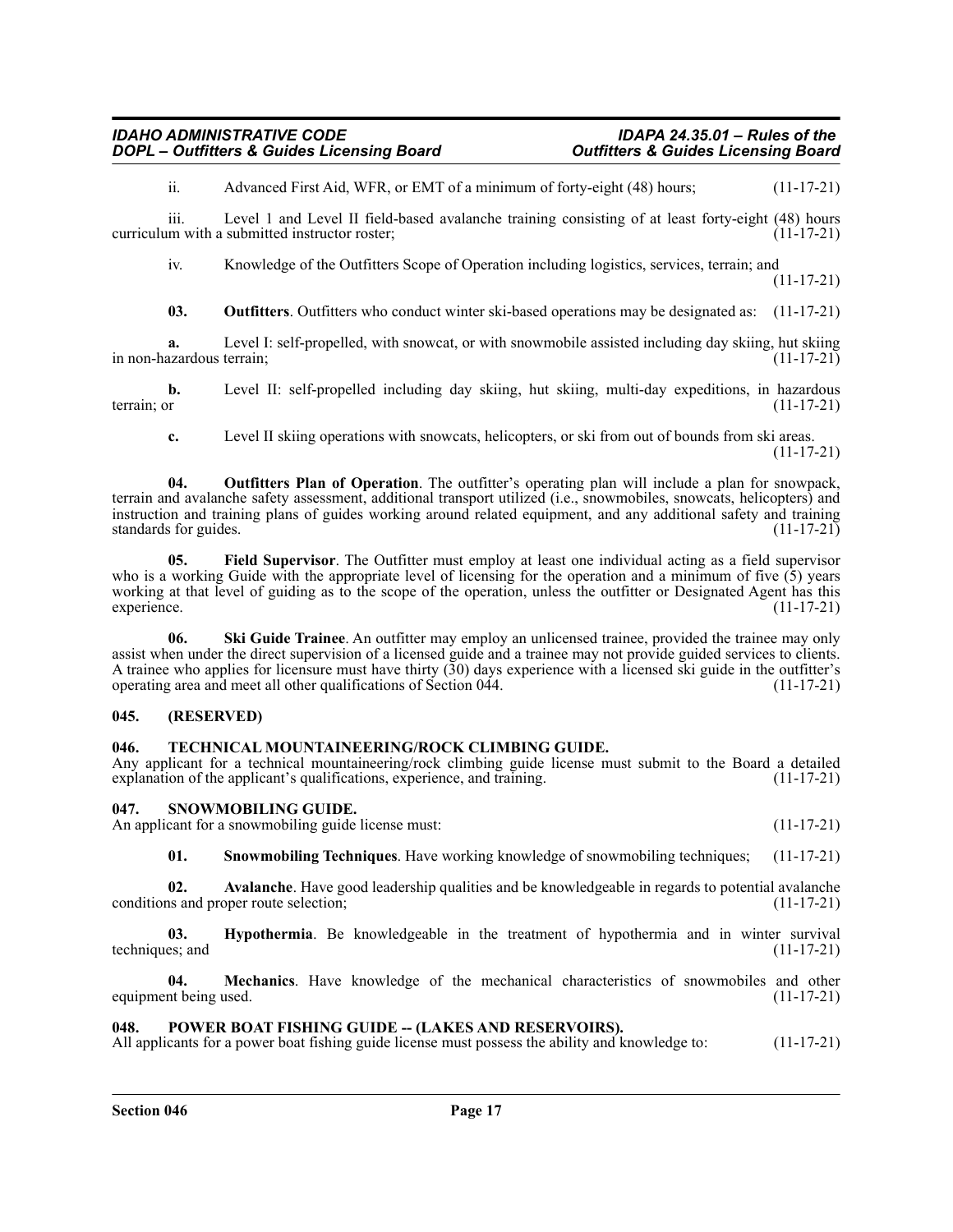ii. Advanced First Aid, WFR, or EMT of a minimum of forty-eight (48) hours; (11-17-21)

iii. Level 1 and Level II field-based avalanche training consisting of at least forty-eight (48) hours curriculum with a submitted instructor roster; (11-17-21)

iv. Knowledge of the Outfitters Scope of Operation including logistics, services, terrain; and (11-17-21)

**03. Outfitters**. Outfitters who conduct winter ski-based operations may be designated as: (11-17-21)

**a.** Level I: self-propelled, with snowcat, or with snowmobile assisted including day skiing, hut skiing in non-hazardous terrain; (11-17-21)

**b.** Level II: self-propelled including day skiing, hut skiing, multi-day expeditions, in hazardous terrain; or (11-17-21)

**c.** Level II skiing operations with snowcats, helicopters, or ski from out of bounds from ski areas. (11-17-21)

**04. Outfitters Plan of Operation**. The outfitter's operating plan will include a plan for snowpack, terrain and avalanche safety assessment, additional transport utilized (i.e., snowmobiles, snowcats, helicopters) and instruction and training plans of guides working around related equipment, and any additional safety and training standards for guides. (11-17-21)

**05. Field Supervisor**. The Outfitter must employ at least one individual acting as a field supervisor who is a working Guide with the appropriate level of licensing for the operation and a minimum of five (5) years working at that level of guiding as to the scope of the operation, unless the outfitter or Designated Agent has this experience. (11-17-21)

**06. Ski Guide Trainee**. An outfitter may employ an unlicensed trainee, provided the trainee may only assist when under the direct supervision of a licensed guide and a trainee may not provide guided services to clients. A trainee who applies for licensure must have thirty (30) days experience with a licensed ski guide in the outfitter's operating area and meet all other qualifications of Section 044. (11-17-21)

## 045. (RESERVED)

## 046. TECHNICAL MOUNTAINEERING/ROCK CLIMBING GUIDE.

Any applicant for a technical mountaineering/rock climbing guide license must submit to the Board a detailed explanation of the applicant's qualifications, experience, and training. (11-17-21)

## 047. SNOWMOBILING GUIDE.

An applicant for a snowmobiling guide license must: (11-17-21)

**01. Snowmobiling Techniques**. Have working knowledge of snowmobiling techniques; (11-17-21)

**02. Avalanche**. Have good leadership qualities and be knowledgeable in regards to potential avalanche conditions and proper route selection; (11-17-21)

**03. Hypothermia**. Be knowledgeable in the treatment of hypothermia and in winter survival techniques; and (11-17-21)

**04. Mechanics**. Have knowledge of the mechanical characteristics of snowmobiles and other equipment being used. (11-17-21)

## 048. POWER BOAT FISHING GUIDE -- (LAKES AND RESERVOIRS).

All applicants for a power boat fishing guide license must possess the ability and knowledge to: (11-17-21)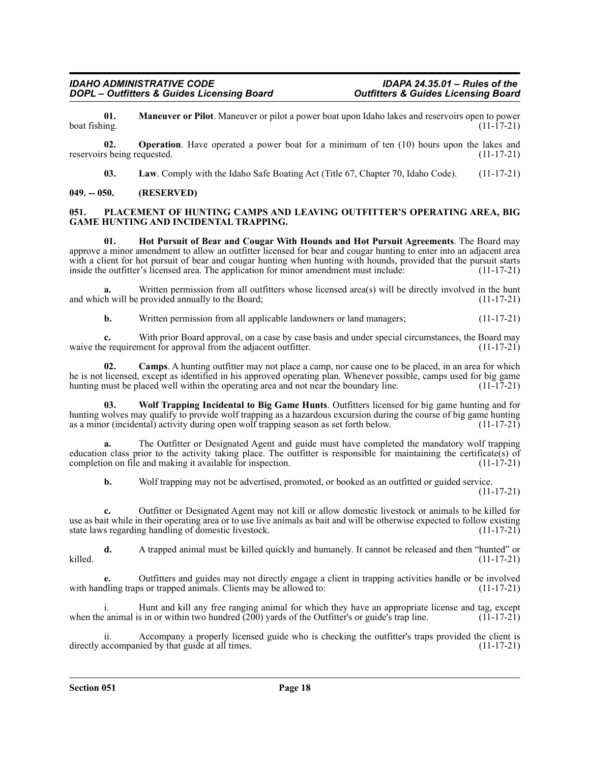**01. Maneuver or Pilot**. Maneuver or pilot a power boat upon Idaho lakes and reservoirs open to power boat fishing. (11-17-21)

**02. Operation**. Have operated a power boat for a minimum of ten (10) hours upon the lakes and reservoirs being requested. (11-17-21)

**03. Law**. Comply with the Idaho Safe Boating Act (Title 67, Chapter 70, Idaho Code). (11-17-21)

## 049. -- 050. (RESERVED)

## 051. PLACEMENT OF HUNTING CAMPS AND LEAVING OUTFITTER'S OPERATING AREA, BIG GAME HUNTING AND INCIDENTAL TRAPPING.

**01. Hot Pursuit of Bear and Cougar With Hounds and Hot Pursuit Agreements**. The Board may approve a minor amendment to allow an outfitter licensed for bear and cougar hunting to enter into an adjacent area with a client for hot pursuit of bear and cougar hunting when hunting with hounds, provided that the pursuit starts inside the outfitter's licensed area. The application for minor amendment must include: (11-17-21)

**a.** Written permission from all outfitters whose licensed area(s) will be directly involved in the hunt and which will be provided annually to the Board; (11-17-21)

**b.** Written permission from all applicable landowners or land managers; (11-17-21)

**c.** With prior Board approval, on a case by case basis and under special circumstances, the Board may waive the requirement for approval from the adjacent outfitter. (11-17-21)

**02. Camps**. A hunting outfitter may not place a camp, nor cause one to be placed, in an area for which he is not licensed, except as identified in his approved operating plan. Whenever possible, camps used for big game hunting must be placed well within the operating area and not near the boundary line. (11-17-21)

**03. Wolf Trapping Incidental to Big Game Hunts**. Outfitters licensed for big game hunting and for hunting wolves may qualify to provide wolf trapping as a hazardous excursion during the course of big game hunting as a minor (incidental) activity during open wolf trapping season as set forth below. (11-17-21)

**a.** The Outfitter or Designated Agent and guide must have completed the mandatory wolf trapping education class prior to the activity taking place. The outfitter is responsible for maintaining the certificate(s) of completion on file and making it available for inspection. (11-17-21)

**b.** Wolf trapping may not be advertised, promoted, or booked as an outfitted or guided service. (11-17-21)

**c.** Outfitter or Designated Agent may not kill or allow domestic livestock or animals to be killed for use as bait while in their operating area or to use live animals as bait and will be otherwise expected to follow existing state laws regarding handling of domestic livestock. (11-17-21)

**d.** A trapped animal must be killed quickly and humanely. It cannot be released and then "hunted" or killed. (11-17-21)

**e.** Outfitters and guides may not directly engage a client in trapping activities handle or be involved with handling traps or trapped animals. Clients may be allowed to: (11-17-21)

i. Hunt and kill any free ranging animal for which they have an appropriate license and tag, except when the animal is in or within two hundred (200) yards of the Outfitter's or guide's trap line. (11-17-21)

ii. Accompany a properly licensed guide who is checking the outfitter's traps provided the client is directly accompanied by that guide at all times. (11-17-21)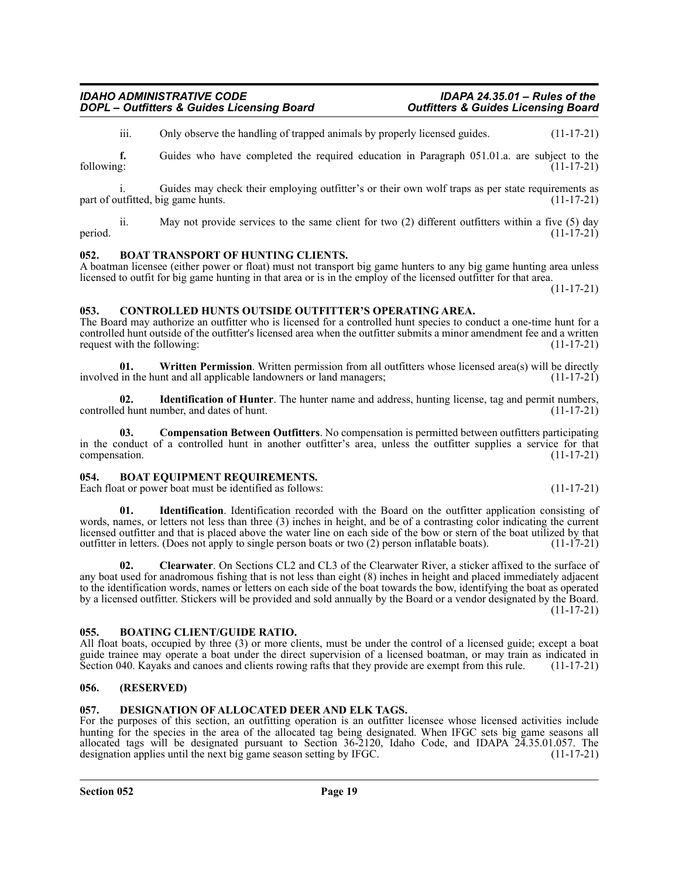iii. Only observe the handling of trapped animals by properly licensed guides. (11-17-21)

**f.** Guides who have completed the required education in Paragraph 051.01.a. are subject to the following: (11-17-21)

i. Guides may check their employing outfitter's or their own wolf traps as per state requirements as part of outfitted, big game hunts. (11-17-21)

ii. May not provide services to the same client for two (2) different outfitters within a five (5) day period. (11-17-21)

### 052. BOAT TRANSPORT OF HUNTING CLIENTS.

A boatman licensee (either power or float) must not transport big game hunters to any big game hunting area unless licensed to outfit for big game hunting in that area or is in the employ of the licensed outfitter for that area. (11-17-21)

### 053. CONTROLLED HUNTS OUTSIDE OUTFITTER'S OPERATING AREA.

The Board may authorize an outfitter who is licensed for a controlled hunt species to conduct a one-time hunt for a controlled hunt outside of the outfitter's licensed area when the outfitter submits a minor amendment fee and a written request with the following: (11-17-21)

**01. Written Permission**. Written permission from all outfitters whose licensed area(s) will be directly involved in the hunt and all applicable landowners or land managers; (11-17-21)

**02. Identification of Hunter**. The hunter name and address, hunting license, tag and permit numbers, controlled hunt number, and dates of hunt. (11-17-21)

**03. Compensation Between Outfitters**. No compensation is permitted between outfitters participating in the conduct of a controlled hunt in another outfitter's area, unless the outfitter supplies a service for that compensation. (11-17-21)

### 054. BOAT EQUIPMENT REQUIREMENTS.

Each float or power boat must be identified as follows: (11-17-21)

**01. Identification**. Identification recorded with the Board on the outfitter application consisting of words, names, or letters not less than three (3) inches in height, and be of a contrasting color indicating the current licensed outfitter and that is placed above the water line on each side of the bow or stern of the boat utilized by that outfitter in letters. (Does not apply to single person boats or two (2) person inflatable boats). (11-17-21)

**02. Clearwater**. On Sections CL2 and CL3 of the Clearwater River, a sticker affixed to the surface of any boat used for anadromous fishing that is not less than eight (8) inches in height and placed immediately adjacent to the identification words, names or letters on each side of the boat towards the bow, identifying the boat as operated by a licensed outfitter. Stickers will be provided and sold annually by the Board or a vendor designated by the Board. (11-17-21)

### 055. BOATING CLIENT/GUIDE RATIO.

All float boats, occupied by three (3) or more clients, must be under the control of a licensed guide; except a boat guide trainee may operate a boat under the direct supervision of a licensed boatman, or may train as indicated in Section 040. Kayaks and canoes and clients rowing rafts that they provide are exempt from this rule. (11-17-21)

### 056. (RESERVED)

### 057. DESIGNATION OF ALLOCATED DEER AND ELK TAGS.

For the purposes of this section, an outfitting operation is an outfitter licensee whose licensed activities include hunting for the species in the area of the allocated tag being designated. When IFGC sets big game seasons all allocated tags will be designated pursuant to Section 36-2120, Idaho Code, and IDAPA 24.35.01.057. The designation applies until the next big game season setting by IFGC. (11-17-21)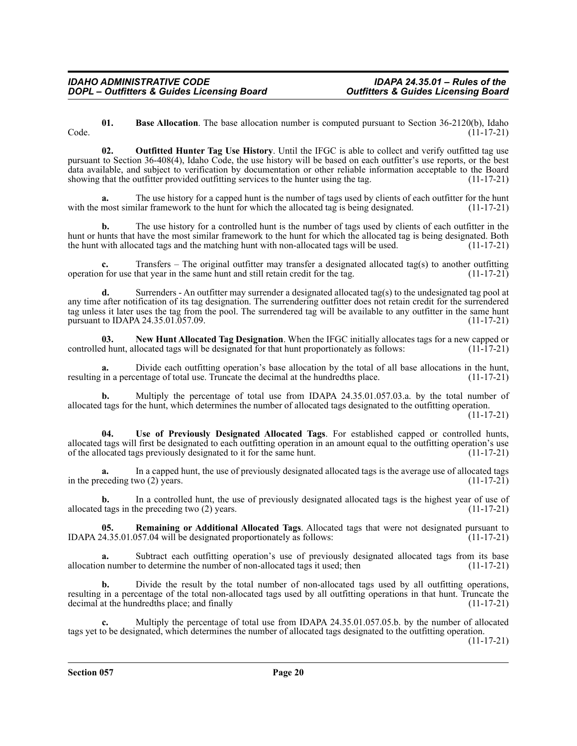**01. Base Allocation**. The base allocation number is computed pursuant to Section 36-2120(b), Idaho Code. (11-17-21)

**02. Outfitted Hunter Tag Use History**. Until the IFGC is able to collect and verify outfitted tag use pursuant to Section 36-408(4), Idaho Code, the use history will be based on each outfitter's use reports, or the best data available, and subject to verification by documentation or other reliable information acceptable to the Board showing that the outfitter provided outfitting services to the hunter using the tag. (11-17-21)

**a.** The use history for a capped hunt is the number of tags used by clients of each outfitter for the hunt with the most similar framework to the hunt for which the allocated tag is being designated. (11-17-21)

**b.** The use history for a controlled hunt is the number of tags used by clients of each outfitter in the hunt or hunts that have the most similar framework to the hunt for which the allocated tag is being designated. Both the hunt with allocated tags and the matching hunt with non-allocated tags will be used. (11-17-21)

**c.** Transfers – The original outfitter may transfer a designated allocated tag(s) to another outfitting operation for use that year in the same hunt and still retain credit for the tag. (11-17-21)

**d.** Surrenders - An outfitter may surrender a designated allocated tag(s) to the undesignated tag pool at any time after notification of its tag designation. The surrendering outfitter does not retain credit for the surrendered tag unless it later uses the tag from the pool. The surrendered tag will be available to any outfitter in the same hunt pursuant to IDAPA 24.35.01.057.09. (11-17-21)

**03. New Hunt Allocated Tag Designation**. When the IFGC initially allocates tags for a new capped or controlled hunt, allocated tags will be designated for that hunt proportionately as follows: (11-17-21)

**a.** Divide each outfitting operation's base allocation by the total of all base allocations in the hunt, resulting in a percentage of total use. Truncate the decimal at the hundredths place. (11-17-21)

**b.** Multiply the percentage of total use from IDAPA 24.35.01.057.03.a. by the total number of allocated tags for the hunt, which determines the number of allocated tags designated to the outfitting operation. (11-17-21)

**04. Use of Previously Designated Allocated Tags**. For established capped or controlled hunts, allocated tags will first be designated to each outfitting operation in an amount equal to the outfitting operation's use of the allocated tags previously designated to it for the same hunt. (11-17-21)

**a.** In a capped hunt, the use of previously designated allocated tags is the average use of allocated tags in the preceding two (2) years. (11-17-21)

**b.** In a controlled hunt, the use of previously designated allocated tags is the highest year of use of allocated tags in the preceding two (2) years. (11-17-21)

**05. Remaining or Additional Allocated Tags**. Allocated tags that were not designated pursuant to IDAPA 24.35.01.057.04 will be designated proportionately as follows: (11-17-21)

**a.** Subtract each outfitting operation's use of previously designated allocated tags from its base allocation number to determine the number of non-allocated tags it used; then (11-17-21)

**b.** Divide the result by the total number of non-allocated tags used by all outfitting operations, resulting in a percentage of the total non-allocated tags used by all outfitting operations in that hunt. Truncate the decimal at the hundredths place; and finally (11-17-21)

**c.** Multiply the percentage of total use from IDAPA 24.35.01.057.05.b. by the number of allocated tags yet to be designated, which determines the number of allocated tags designated to the outfitting operation. (11-17-21)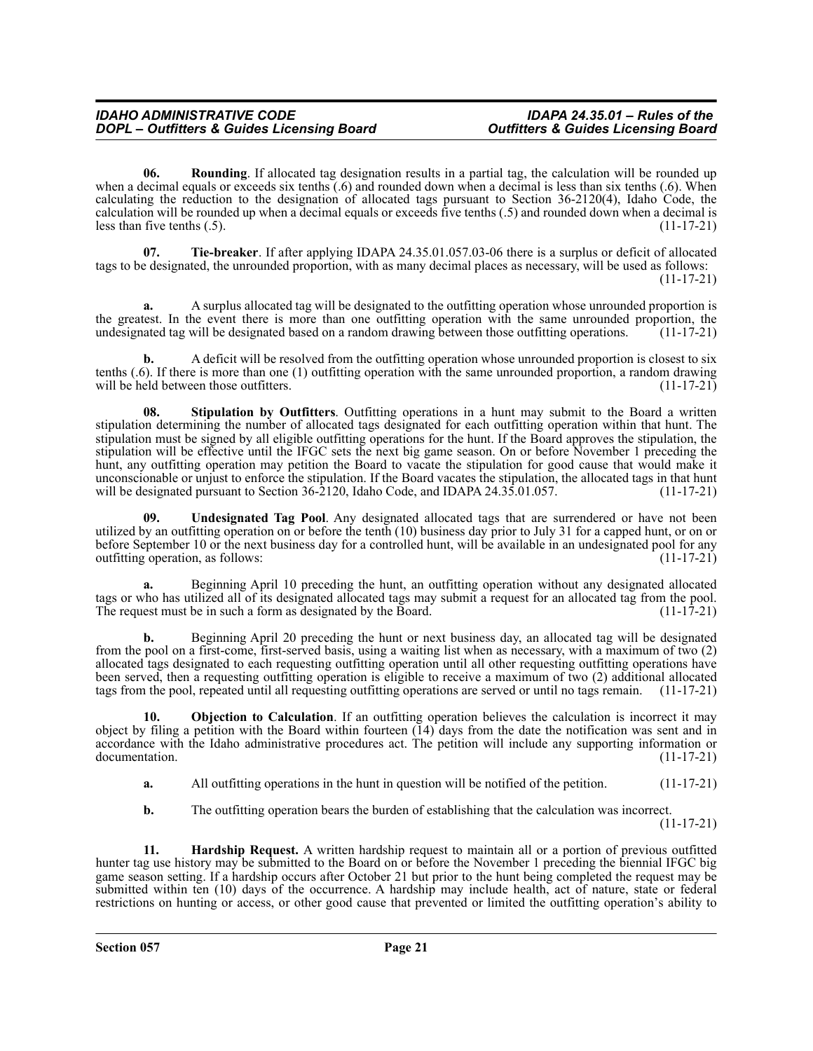**06. Rounding**. If allocated tag designation results in a partial tag, the calculation will be rounded up when a decimal equals or exceeds six tenths (.6) and rounded down when a decimal is less than six tenths (.6). When calculating the reduction to the designation of allocated tags pursuant to Section 36-2120(4), Idaho Code, the calculation will be rounded up when a decimal equals or exceeds five tenths (.5) and rounded down when a decimal is less than five tenths (.5). (11-17-21)

**07. Tie-breaker**. If after applying IDAPA 24.35.01.057.03-06 there is a surplus or deficit of allocated tags to be designated, the unrounded proportion, with as many decimal places as necessary, will be used as follows: (11-17-21)

**a.** A surplus allocated tag will be designated to the outfitting operation whose unrounded proportion is the greatest. In the event there is more than one outfitting operation with the same unrounded proportion, the undesignated tag will be designated based on a random drawing between those outfitting operations. (11-17-21)

**b.** A deficit will be resolved from the outfitting operation whose unrounded proportion is closest to six tenths (.6). If there is more than one (1) outfitting operation with the same unrounded proportion, a random drawing will be held between those outfitters. (11-17-21)

**08. Stipulation by Outfitters**. Outfitting operations in a hunt may submit to the Board a written stipulation determining the number of allocated tags designated for each outfitting operation within that hunt. The stipulation must be signed by all eligible outfitting operations for the hunt. If the Board approves the stipulation, the stipulation will be effective until the IFGC sets the next big game season. On or before November 1 preceding the hunt, any outfitting operation may petition the Board to vacate the stipulation for good cause that would make it unconscionable or unjust to enforce the stipulation. If the Board vacates the stipulation, the allocated tags in that hunt will be designated pursuant to Section 36-2120, Idaho Code, and IDAPA 24.35.01.057. (11-17-21)

**09. Undesignated Tag Pool**. Any designated allocated tags that are surrendered or have not been utilized by an outfitting operation on or before the tenth (10) business day prior to July 31 for a capped hunt, or on or before September 10 or the next business day for a controlled hunt, will be available in an undesignated pool for any outfitting operation, as follows: (11-17-21)

**a.** Beginning April 10 preceding the hunt, an outfitting operation without any designated allocated tags or who has utilized all of its designated allocated tags may submit a request for an allocated tag from the pool. The request must be in such a form as designated by the Board. (11-17-21)

**b.** Beginning April 20 preceding the hunt or next business day, an allocated tag will be designated from the pool on a first-come, first-served basis, using a waiting list when necessary, with a maximum of two (2) allocated tags designated to each requesting outfitting operation until all other requesting outfitting operations have been served, then a requesting outfitting operation is eligible to receive a maximum of two (2) additional allocated tags from the pool, repeated until all requesting outfitting operations are served or until no tags remain. (11-17-21)

**10. Objection to Calculation**. If an outfitting operation believes the calculation is incorrect it may object by filing a petition with the Board within fourteen (14) days from the date the notification was sent and in accordance with the Idaho administrative procedures act. The petition will include any supporting information or documentation. (11-17-21)

**a.** All outfitting operations in the hunt in question will be notified of the petition. (11-17-21)

**b.** The outfitting operation bears the burden of establishing that the calculation was incorrect. (11-17-21)

**11. Hardship Request.** A written hardship request to maintain all or a portion of previous outfitted hunter tag use history may be submitted to the Board on or before the November 1 preceding the biennial IFGC big game season setting. If a hardship occurs after October 21 but prior to the hunt being completed the request may be submitted within ten (10) days of the occurrence. A hardship may include health, act of nature, state or federal restrictions on hunting or access, or other good cause that prevented or limited the outfitting operation's ability to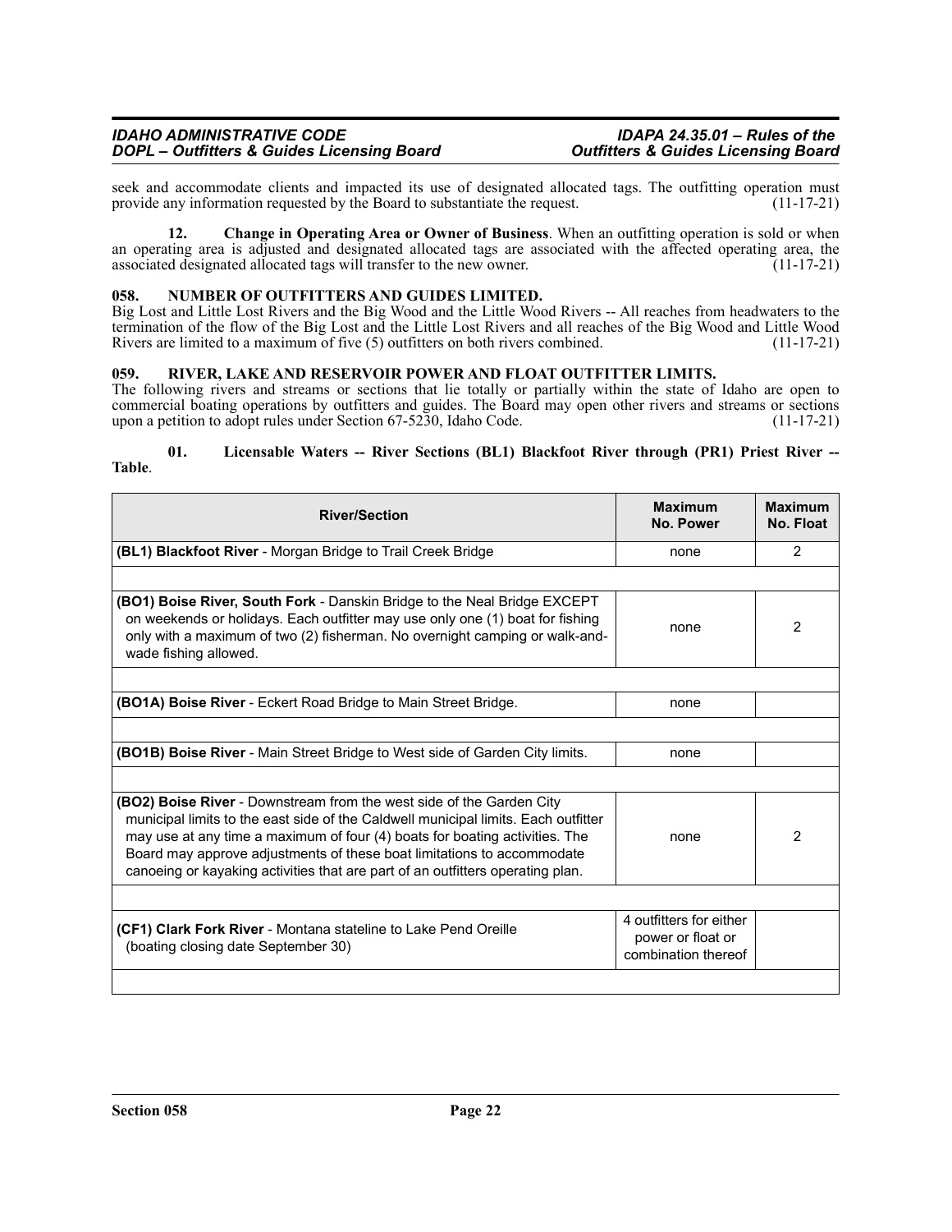seek and accommodate clients and impacted its use of designated allocated tags. The outfitting operation must provide any information requested by the Board to substantiate the request. (11-17-21)

**12. Change in Operating Area or Owner of Business**. When an outfitting operation is sold or when an operating area is adjusted and designated allocated tags are associated with the affected operating area, the associated designated allocated tags will transfer to the new owner. (11-17-21)

## 058. NUMBER OF OUTFITTERS AND GUIDES LIMITED.

Big Lost and Little Lost Rivers and the Big Wood and the Little Wood Rivers -- All reaches from headwaters to the termination of the flow of the Big Lost and the Little Lost Rivers and all reaches of the Big Wood and Little Wood Rivers are limited to a maximum of five (5) outfitters on both rivers combined. (11-17-21)

## 059. RIVER, LAKE AND RESERVOIR POWER AND FLOAT OUTFITTER LIMITS.

The following rivers and streams or sections that lie totally or partially within the state of Idaho are open to commercial boating operations by outfitters and guides. The Board may open other rivers and streams or sections upon a petition to adopt rules under Section 67-5230, Idaho Code. (11-17-21)

**01. Licensable Waters -- River Sections (BL1) Blackfoot River through (PR1) Priest River -- Table**.

| River/Section | Maximum No. Power | Maximum No. Float |
|---|---|---|
| **(BL1) Blackfoot River** - Morgan Bridge to Trail Creek Bridge | none | 2 |
| | | |
| **(BO1) Boise River, South Fork** - Danskin Bridge to the Neal Bridge EXCEPT on weekends or holidays. Each outfitter may use only one (1) boat for fishing only with a maximum of two (2) fisherman. No overnight camping or walk-and-wade fishing allowed. | none | 2 |
| | | |
| **(BO1A) Boise River** - Eckert Road Bridge to Main Street Bridge. | none | |
| | | |
| **(BO1B) Boise River** - Main Street Bridge to West side of Garden City limits. | none | |
| | | |
| **(BO2) Boise River** - Downstream from the west side of the Garden City municipal limits to the east side of the Caldwell municipal limits. Each outfitter may use at any time a maximum of four (4) boats for boating activities. The Board may approve adjustments of these boat limitations to accommodate canoeing or kayaking activities that are part of an outfitters operating plan. | none | 2 |
| | | |
| **(CF1) Clark Fork River** - Montana stateline to Lake Pend Oreille (boating closing date September 30) | 4 outfitters for either power or float or combination thereof | |
| | | |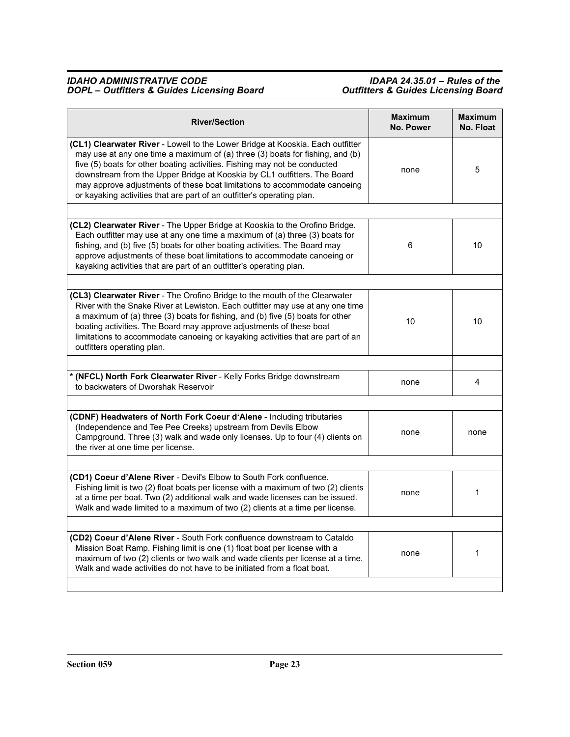| River/Section | Maximum No. Power | Maximum No. Float |
|---|---|---|
| **(CL1) Clearwater River** - Lowell to the Lower Bridge at Kooskia. Each outfitter may use at any one time a maximum of (a) three (3) boats for fishing, and (b) five (5) boats for other boating activities. Fishing may not be conducted downstream from the Upper Bridge at Kooskia by CL1 outfitters. The Board may approve adjustments of these boat limitations to accommodate canoeing or kayaking activities that are part of an outfitter's operating plan. | none | 5 |
| | | |
| **(CL2) Clearwater River** - The Upper Bridge at Kooskia to the Orofino Bridge. Each outfitter may use at any one time a maximum of (a) three (3) boats for fishing, and (b) five (5) boats for other boating activities. The Board may approve adjustments of these boat limitations to accommodate canoeing or kayaking activities that are part of an outfitter's operating plan. | 6 | 10 |
| | | |
| **(CL3) Clearwater River** - The Orofino Bridge to the mouth of the Clearwater River with the Snake River at Lewiston. Each outfitter may use at any one time a maximum of (a) three (3) boats for fishing, and (b) five (5) boats for other boating activities. The Board may approve adjustments of these boat limitations to accommodate canoeing or kayaking activities that are part of an outfitters operating plan. | 10 | 10 |
| | | |
| **\* (NFCL) North Fork Clearwater River** - Kelly Forks Bridge downstream to backwaters of Dworshak Reservoir | none | 4 |
| | | |
| **(CDNF) Headwaters of North Fork Coeur d'Alene** - Including tributaries (Independence and Tee Pee Creeks) upstream from Devils Elbow Campground. Three (3) walk and wade only licenses. Up to four (4) clients on the river at one time per license. | none | none |
| | | |
| **(CD1) Coeur d'Alene River** - Devil's Elbow to South Fork confluence. Fishing limit is two (2) float boats per license with a maximum of two (2) clients at a time per boat. Two (2) additional walk and wade licenses can be issued. Walk and wade limited to a maximum of two (2) clients at a time per license. | none | 1 |
| | | |
| **(CD2) Coeur d'Alene River** - South Fork confluence downstream to Cataldo Mission Boat Ramp. Fishing limit is one (1) float boat per license with a maximum of two (2) clients or two walk and wade clients per license at a time. Walk and wade activities do not have to be initiated from a float boat. | none | 1 |
| | | |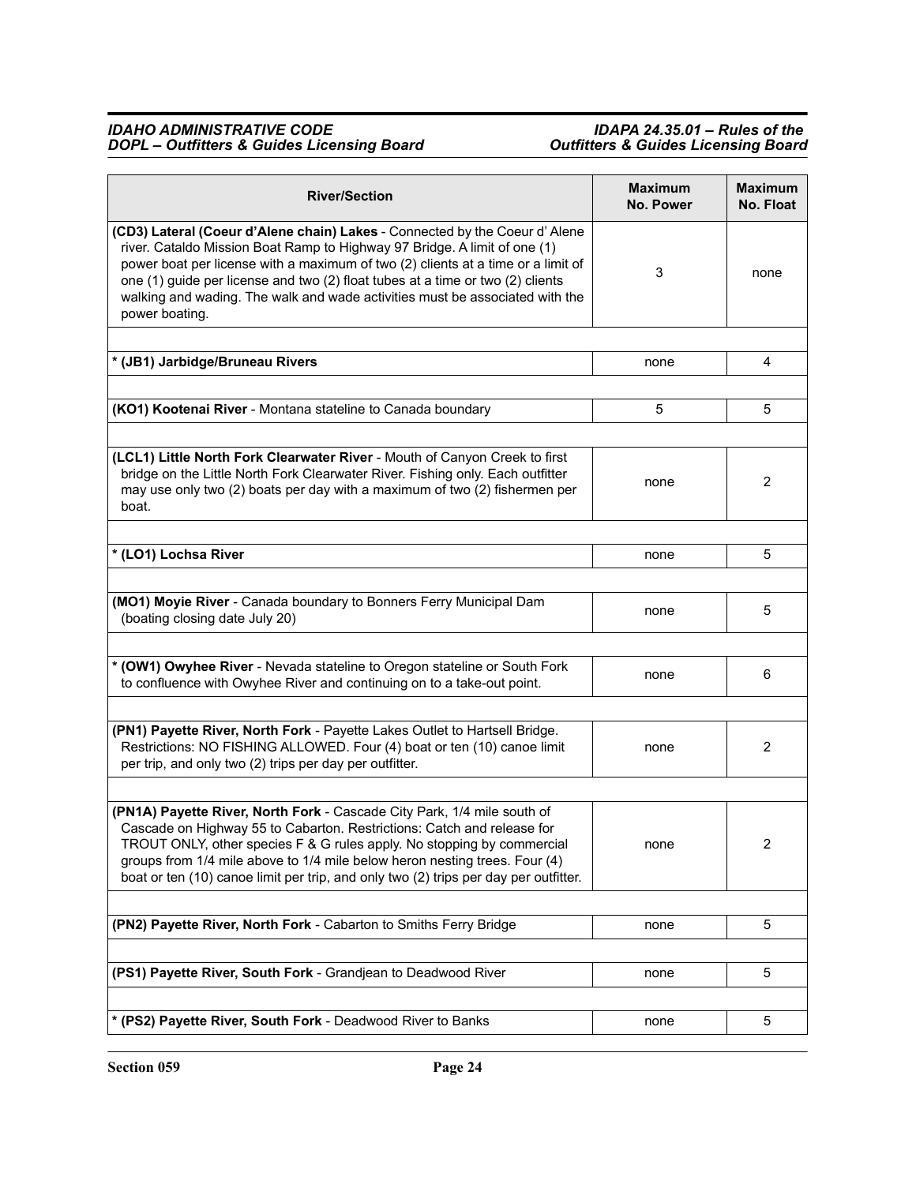| River/Section | Maximum No. Power | Maximum No. Float |
|---|---|---|
| **(CD3) Lateral (Coeur d'Alene chain) Lakes** - Connected by the Coeur d' Alene river. Cataldo Mission Boat Ramp to Highway 97 Bridge. A limit of one (1) power boat per license with a maximum of two (2) clients at a time or a limit of one (1) guide per license and two (2) float tubes at a time or two (2) clients walking and wading. The walk and wade activities must be associated with the power boating. | 3 | none |
| * **(JB1) Jarbidge/Bruneau Rivers** | none | 4 |
| **(KO1) Kootenai River** - Montana stateline to Canada boundary | 5 | 5 |
| **(LCL1) Little North Fork Clearwater River** - Mouth of Canyon Creek to first bridge on the Little North Fork Clearwater River. Fishing only. Each outfitter may use only two (2) boats per day with a maximum of two (2) fishermen per boat. | none | 2 |
| * **(LO1) Lochsa River** | none | 5 |
| **(MO1) Moyie River** - Canada boundary to Bonners Ferry Municipal Dam (boating closing date July 20) | none | 5 |
| * **(OW1) Owyhee River** - Nevada stateline to Oregon stateline or South Fork to confluence with Owyhee River and continuing on to a take-out point. | none | 6 |
| **(PN1) Payette River, North Fork** - Payette Lakes Outlet to Hartsell Bridge. Restrictions: NO FISHING ALLOWED. Four (4) boat or ten (10) canoe limit per trip, and only two (2) trips per day per outfitter. | none | 2 |
| **(PN1A) Payette River, North Fork** - Cascade City Park, 1/4 mile south of Cascade on Highway 55 to Cabarton. Restrictions: Catch and release for TROUT ONLY, other species F & G rules apply. No stopping by commercial groups from 1/4 mile above to 1/4 mile below heron nesting trees. Four (4) boat or ten (10) canoe limit per trip, and only two (2) trips per day per outfitter. | none | 2 |
| **(PN2) Payette River, North Fork** - Cabarton to Smiths Ferry Bridge | none | 5 |
| **(PS1) Payette River, South Fork** - Grandjean to Deadwood River | none | 5 |
| * **(PS2) Payette River, South Fork** - Deadwood River to Banks | none | 5 |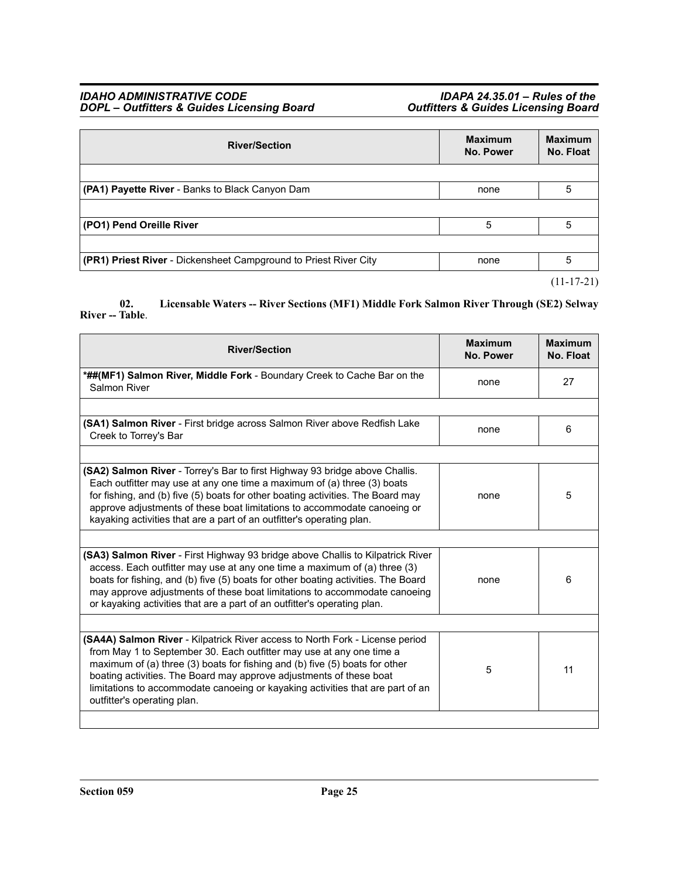| River/Section | Maximum No. Power | Maximum No. Float |
|---|---|---|
| | | |
| **(PA1) Payette River** - Banks to Black Canyon Dam | none | 5 |
| | | |
| **(PO1) Pend Oreille River** | 5 | 5 |
| | | |
| **(PR1) Priest River** - Dickensheet Campground to Priest River City | none | 5 |

(11-17-21)

**02. Licensable Waters -- River Sections (MF1) Middle Fork Salmon River Through (SE2) Selway River -- Table**.

| River/Section | Maximum No. Power | Maximum No. Float |
|---|---|---|
| ***##(MF1) Salmon River, Middle Fork** - Boundary Creek to Cache Bar on the Salmon River | none | 27 |
| | | |
| **(SA1) Salmon River** - First bridge across Salmon River above Redfish Lake Creek to Torrey's Bar | none | 6 |
| | | |
| **(SA2) Salmon River** - Torrey's Bar to first Highway 93 bridge above Challis. Each outfitter may use at any one time a maximum of (a) three (3) boats for fishing, and (b) five (5) boats for other boating activities. The Board may approve adjustments of these boat limitations to accommodate canoeing or kayaking activities that are a part of an outfitter's operating plan. | none | 5 |
| | | |
| **(SA3) Salmon River** - First Highway 93 bridge above Challis to Kilpatrick River access. Each outfitter may use at any one time a maximum of (a) three (3) boats for fishing, and (b) five (5) boats for other boating activities. The Board may approve adjustments of these boat limitations to accommodate canoeing or kayaking activities that are a part of an outfitter's operating plan. | none | 6 |
| | | |
| **(SA4A) Salmon River** - Kilpatrick River access to North Fork - License period from May 1 to September 30. Each outfitter may use at any one time a maximum of (a) three (3) boats for fishing and (b) five (5) boats for other boating activities. The Board may approve adjustments of these boat limitations to accommodate canoeing or kayaking activities that are part of an outfitter's operating plan. | 5 | 11 |
| | | |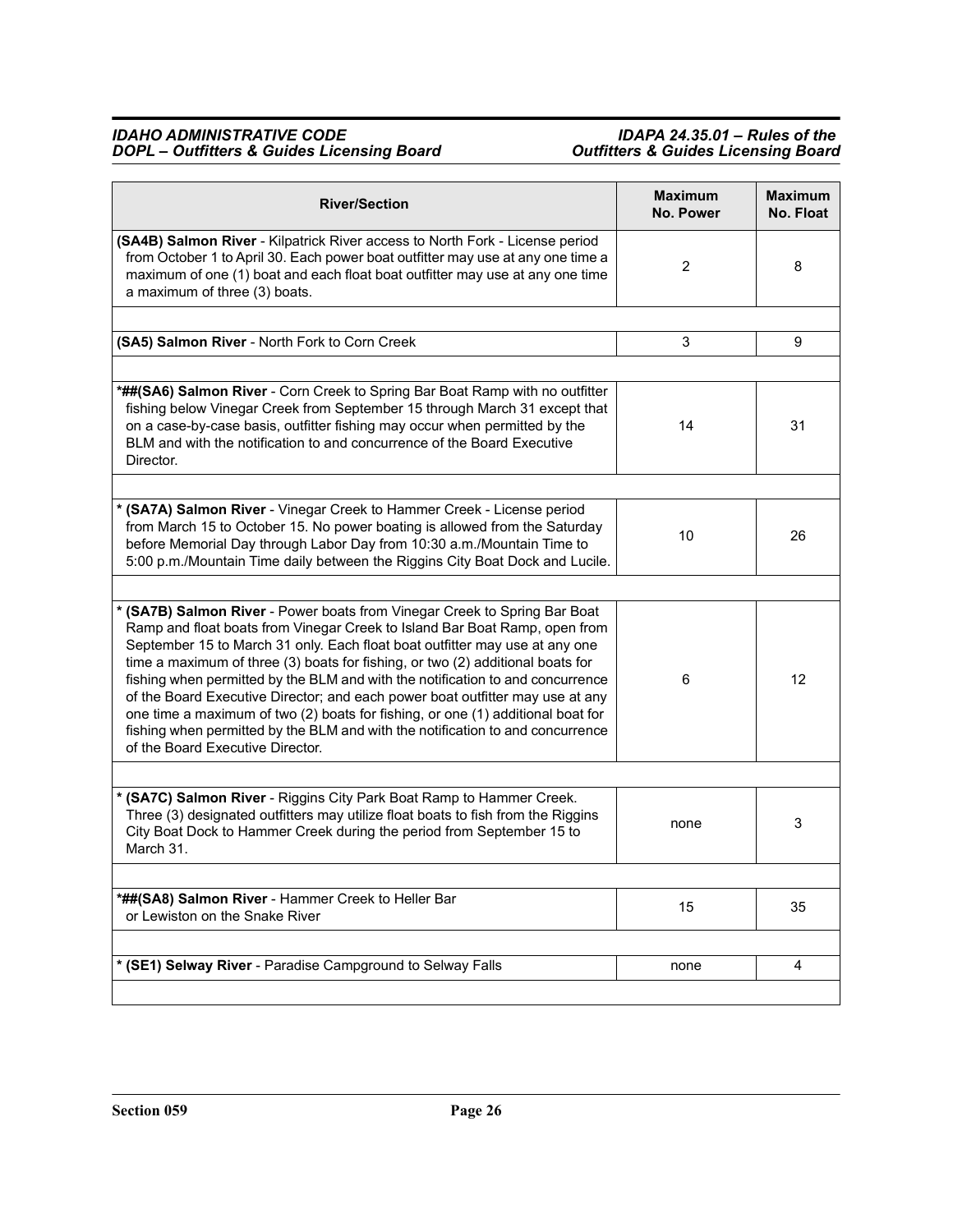| River/Section | Maximum No. Power | Maximum No. Float |
|---|---|---|
| **(SA4B) Salmon River** - Kilpatrick River access to North Fork - License period from October 1 to April 30. Each power boat outfitter may use at any one time a maximum of one (1) boat and each float boat outfitter may use at any one time a maximum of three (3) boats. | 2 | 8 |
| | | |
| **(SA5) Salmon River** - North Fork to Corn Creek | 3 | 9 |
| | | |
| ***##(SA6) Salmon River** - Corn Creek to Spring Bar Boat Ramp with no outfitter fishing below Vinegar Creek from September 15 through March 31 except that on a case-by-case basis, outfitter fishing may occur when permitted by the BLM and with the notification to and concurrence of the Board Executive Director. | 14 | 31 |
| | | |
| *** (SA7A) Salmon River** - Vinegar Creek to Hammer Creek - License period from March 15 to October 15. No power boating is allowed from the Saturday before Memorial Day through Labor Day from 10:30 a.m./Mountain Time to 5:00 p.m./Mountain Time daily between the Riggins City Boat Dock and Lucile. | 10 | 26 |
| | | |
| *** (SA7B) Salmon River** - Power boats from Vinegar Creek to Spring Bar Boat Ramp and float boats from Vinegar Creek to Island Bar Boat Ramp, open from September 15 to March 31 only. Each float boat outfitter may use at any one time a maximum of three (3) boats for fishing, or two (2) additional boats for fishing when permitted by the BLM and with the notification to and concurrence of the Board Executive Director; and each power boat outfitter may use at any one time a maximum of two (2) boats for fishing, or one (1) additional boat for fishing when permitted by the BLM and with the notification to and concurrence of the Board Executive Director. | 6 | 12 |
| | | |
| *** (SA7C) Salmon River** - Riggins City Park Boat Ramp to Hammer Creek. Three (3) designated outfitters may utilize float boats to fish from the Riggins City Boat Dock to Hammer Creek during the period from September 15 to March 31. | none | 3 |
| | | |
| ***##(SA8) Salmon River** - Hammer Creek to Heller Bar or Lewiston on the Snake River | 15 | 35 |
| | | |
| *** (SE1) Selway River** - Paradise Campground to Selway Falls | none | 4 |
| | | |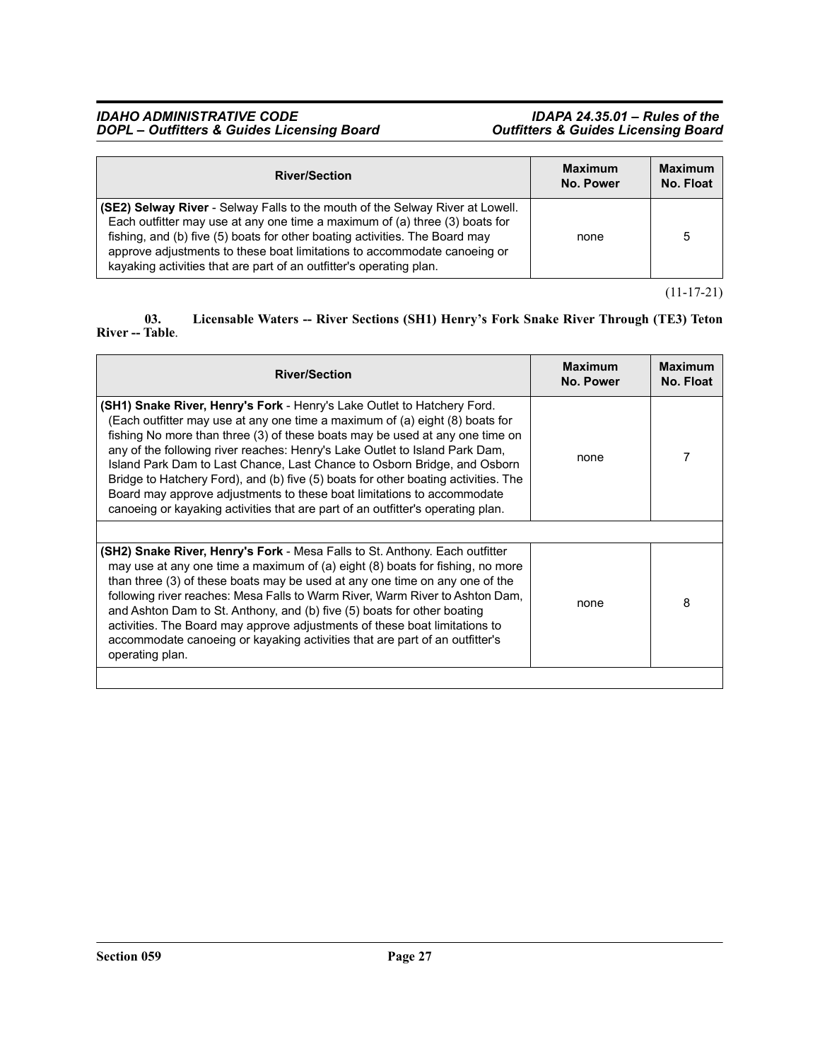| River/Section | Maximum No. Power | Maximum No. Float |
|---|---|---|
| **(SE2) Selway River** - Selway Falls to the mouth of the Selway River at Lowell. Each outfitter may use at any one time a maximum of (a) three (3) boats for fishing, and (b) five (5) boats for other boating activities. The Board may approve adjustments to these boat limitations to accommodate canoeing or kayaking activities that are part of an outfitter's operating plan. | none | 5 |

(11-17-21)

**03. Licensable Waters -- River Sections (SH1) Henry's Fork Snake River Through (TE3) Teton River -- Table**.

| River/Section | Maximum No. Power | Maximum No. Float |
|---|---|---|
| **(SH1) Snake River, Henry's Fork** - Henry's Lake Outlet to Hatchery Ford. (Each outfitter may use at any one time a maximum of (a) eight (8) boats for fishing No more than three (3) of these boats may be used at any one time on any of the following river reaches: Henry's Lake Outlet to Island Park Dam, Island Park Dam to Last Chance, Last Chance to Osborn Bridge, and Osborn Bridge to Hatchery Ford), and (b) five (5) boats for other boating activities. The Board may approve adjustments to these boat limitations to accommodate canoeing or kayaking activities that are part of an outfitter's operating plan. | none | 7 |
| | | |
| **(SH2) Snake River, Henry's Fork** - Mesa Falls to St. Anthony. Each outfitter may use at any one time a maximum of (a) eight (8) boats for fishing, no more than three (3) of these boats may be used at any one time on any one of the following river reaches: Mesa Falls to Warm River, Warm River to Ashton Dam, and Ashton Dam to St. Anthony, and (b) five (5) boats for other boating activities. The Board may approve adjustments of these boat limitations to accommodate canoeing or kayaking activities that are part of an outfitter's operating plan. | none | 8 |
| | | |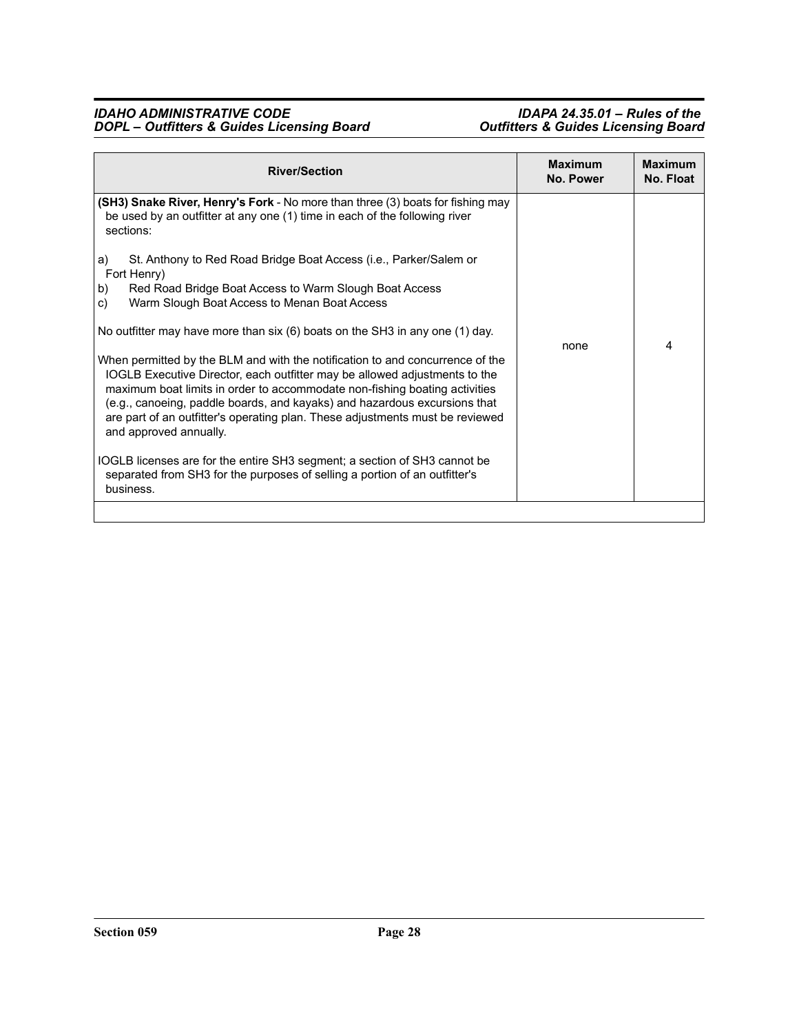| River/Section | Maximum No. Power | Maximum No. Float |
|---|---|---|
| **(SH3) Snake River, Henry's Fork** - No more than three (3) boats for fishing may be used by an outfitter at any one (1) time in each of the following river sections:<br><br>a) St. Anthony to Red Road Bridge Boat Access (i.e., Parker/Salem or Fort Henry)<br>b) Red Road Bridge Boat Access to Warm Slough Boat Access<br>c) Warm Slough Boat Access to Menan Boat Access<br><br>No outfitter may have more than six (6) boats on the SH3 in any one (1) day.<br><br>When permitted by the BLM and with the notification to and concurrence of the IOGLB Executive Director, each outfitter may be allowed adjustments to the maximum boat limits in order to accommodate non-fishing boating activities (e.g., canoeing, paddle boards, and kayaks) and hazardous excursions that are part of an outfitter's operating plan. These adjustments must be reviewed and approved annually.<br><br>IOGLB licenses are for the entire SH3 segment; a section of SH3 cannot be separated from SH3 for the purposes of selling a portion of an outfitter's business. | none | 4 |
| | | |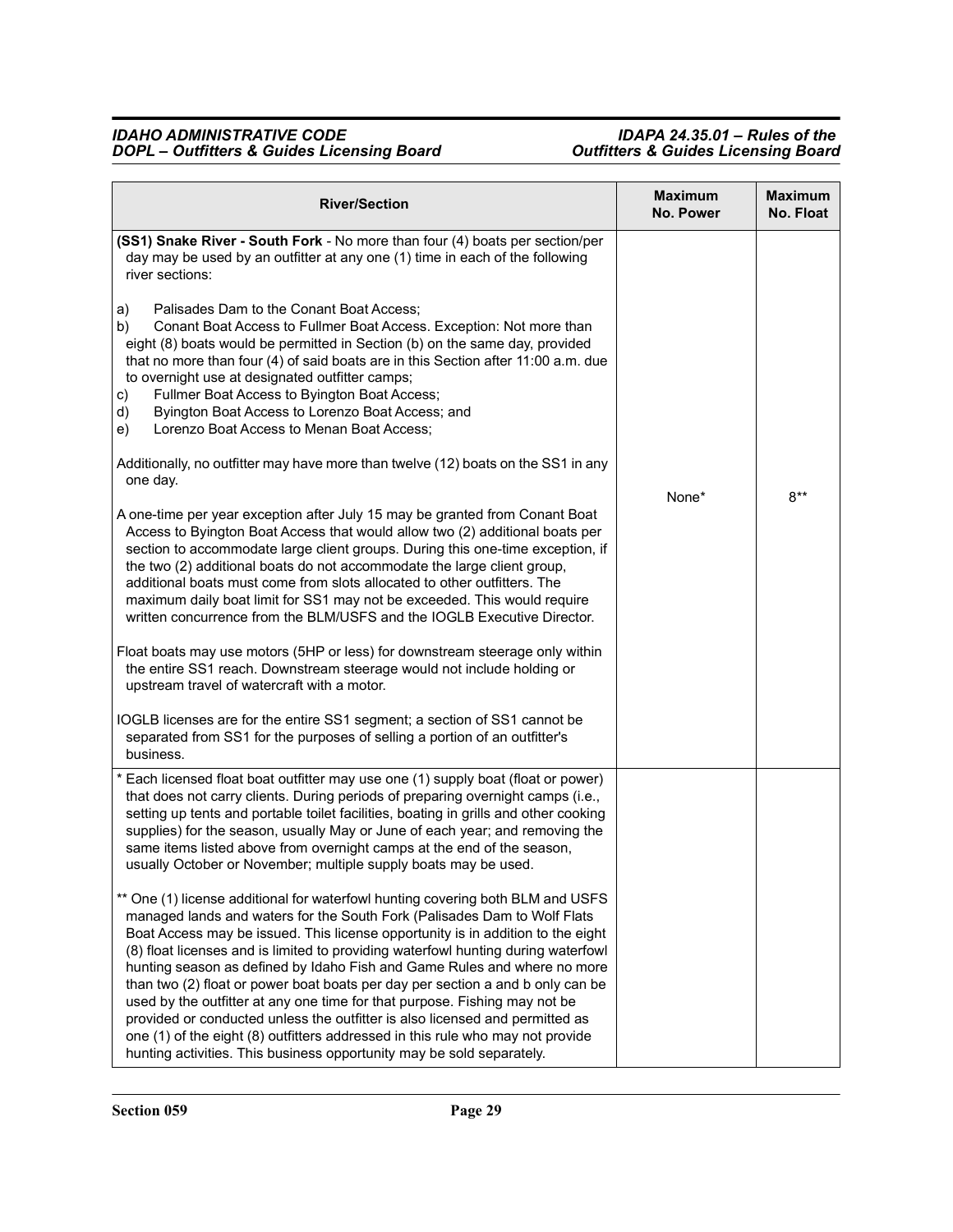| River/Section | Maximum No. Power | Maximum No. Float |
|---|---|---|
| **(SS1) Snake River - South Fork** - No more than four (4) boats per section/per day may be used by an outfitter at any one (1) time in each of the following river sections:<br><br>a) Palisades Dam to the Conant Boat Access;<br>b) Conant Boat Access to Fullmer Boat Access. Exception: Not more than eight (8) boats would be permitted in Section (b) on the same day, provided that no more than four (4) of said boats are in this Section after 11:00 a.m. due to overnight use at designated outfitter camps;<br>c) Fullmer Boat Access to Byington Boat Access;<br>d) Byington Boat Access to Lorenzo Boat Access; and<br>e) Lorenzo Boat Access to Menan Boat Access;<br><br>Additionally, no outfitter may have more than twelve (12) boats on the SS1 in any one day.<br><br>A one-time per year exception after July 15 may be granted from Conant Boat Access to Byington Boat Access that would allow two (2) additional boats per section to accommodate large client groups. During this one-time exception, if the two (2) additional boats do not accommodate the large client group, additional boats must come from slots allocated to other outfitters. The maximum daily boat limit for SS1 may not be exceeded. This would require written concurrence from the BLM/USFS and the IOGLB Executive Director.<br><br>Float boats may use motors (5HP or less) for downstream steerage only within the entire SS1 reach. Downstream steerage would not include holding or upstream travel of watercraft with a motor.<br><br>IOGLB licenses are for the entire SS1 segment; a section of SS1 cannot be separated from SS1 for the purposes of selling a portion of an outfitter's business. | None* | 8** |
| * Each licensed float boat outfitter may use one (1) supply boat (float or power) that does not carry clients. During periods of preparing overnight camps (i.e., setting up tents and portable toilet facilities, boating in grills and other cooking supplies) for the season, usually May or June of each year; and removing the same items listed above from overnight camps at the end of the season, usually October or November; multiple supply boats may be used.<br><br>** One (1) license additional for waterfowl hunting covering both BLM and USFS managed lands and waters for the South Fork (Palisades Dam to Wolf Flats Boat Access may be issued. This license opportunity is in addition to the eight (8) float licenses and is limited to providing waterfowl hunting during waterfowl hunting season as defined by Idaho Fish and Game Rules and where no more than two (2) float or power boat boats per day per section a and b only can be used by the outfitter at any one time for that purpose. Fishing may not be provided or conducted unless the outfitter is also licensed and permitted as one (1) of the eight (8) outfitters addressed in this rule who may not provide hunting activities. This business opportunity may be sold separately. | | |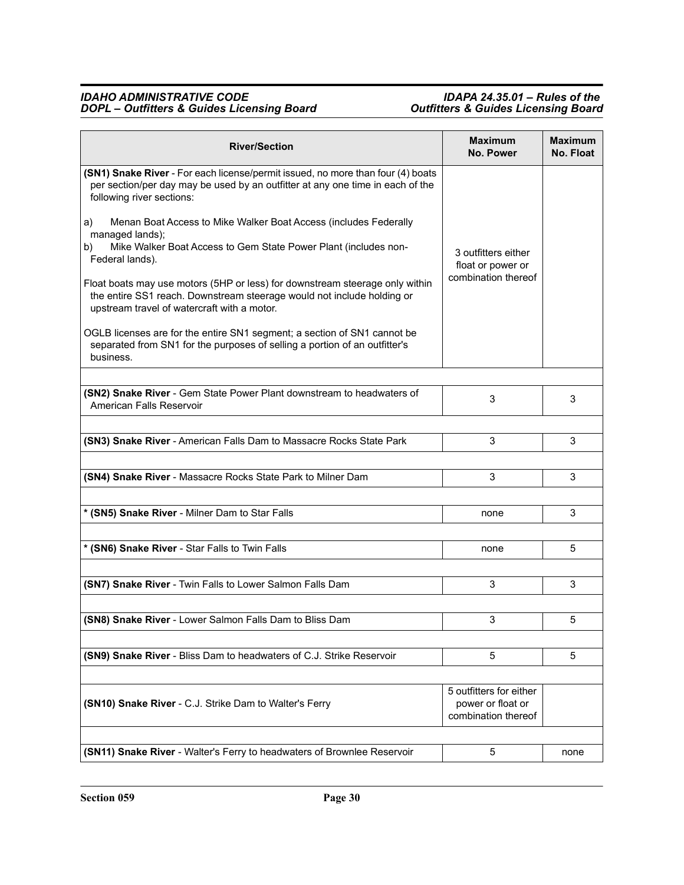| River/Section | Maximum No. Power | Maximum No. Float |
|---|---|---|
| **(SN1) Snake River** - For each license/permit issued, no more than four (4) boats per section/per day may be used by an outfitter at any one time in each of the following river sections:<br><br>a) Menan Boat Access to Mike Walker Boat Access (includes Federally managed lands);<br>b) Mike Walker Boat Access to Gem State Power Plant (includes non-Federal lands).<br><br>Float boats may use motors (5HP or less) for downstream steerage only within the entire SS1 reach. Downstream steerage would not include holding or upstream travel of watercraft with a motor.<br><br>OGLB licenses are for the entire SN1 segment; a section of SN1 cannot be separated from SN1 for the purposes of selling a portion of an outfitter's business. | 3 outfitters either float or power or combination thereof | |
| **(SN2) Snake River** - Gem State Power Plant downstream to headwaters of American Falls Reservoir | 3 | 3 |
| **(SN3) Snake River** - American Falls Dam to Massacre Rocks State Park | 3 | 3 |
| **(SN4) Snake River** - Massacre Rocks State Park to Milner Dam | 3 | 3 |
| * **(SN5) Snake River** - Milner Dam to Star Falls | none | 3 |
| * **(SN6) Snake River** - Star Falls to Twin Falls | none | 5 |
| **(SN7) Snake River** - Twin Falls to Lower Salmon Falls Dam | 3 | 3 |
| **(SN8) Snake River** - Lower Salmon Falls Dam to Bliss Dam | 3 | 5 |
| **(SN9) Snake River** - Bliss Dam to headwaters of C.J. Strike Reservoir | 5 | 5 |
| **(SN10) Snake River** - C.J. Strike Dam to Walter's Ferry | 5 outfitters for either power or float or combination thereof | |
| **(SN11) Snake River** - Walter's Ferry to headwaters of Brownlee Reservoir | 5 | none |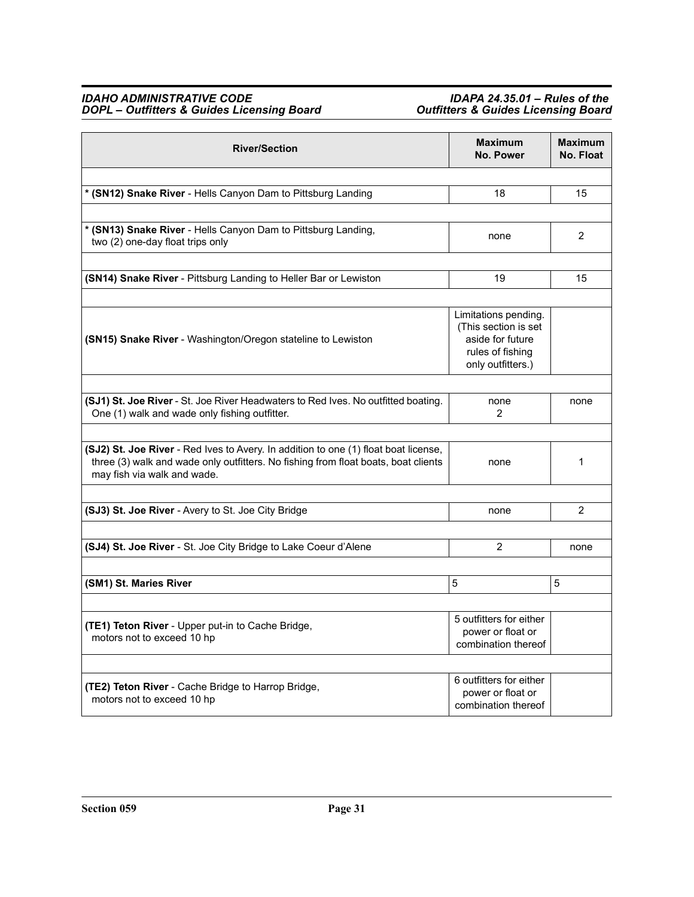| River/Section | Maximum No. Power | Maximum No. Float |
|---|---|---|
| * **(SN12) Snake River** - Hells Canyon Dam to Pittsburg Landing | 18 | 15 |
| * **(SN13) Snake River** - Hells Canyon Dam to Pittsburg Landing, two (2) one-day float trips only | none | 2 |
| **(SN14) Snake River** - Pittsburg Landing to Heller Bar or Lewiston | 19 | 15 |
| **(SN15) Snake River** - Washington/Oregon stateline to Lewiston | Limitations pending. (This section is set aside for future rules of fishing only outfitters.) | |
| **(SJ1) St. Joe River** - St. Joe River Headwaters to Red Ives. No outfitted boating. One (1) walk and wade only fishing outfitter. | none 2 | none |
| **(SJ2) St. Joe River** - Red Ives to Avery. In addition to one (1) float boat license, three (3) walk and wade only outfitters. No fishing from float boats, boat clients may fish via walk and wade. | none | 1 |
| **(SJ3) St. Joe River** - Avery to St. Joe City Bridge | none | 2 |
| **(SJ4) St. Joe River** - St. Joe City Bridge to Lake Coeur d'Alene | 2 | none |
| **(SM1) St. Maries River** | 5 | 5 |
| **(TE1) Teton River** - Upper put-in to Cache Bridge, motors not to exceed 10 hp | 5 outfitters for either power or float or combination thereof | |
| **(TE2) Teton River** - Cache Bridge to Harrop Bridge, motors not to exceed 10 hp | 6 outfitters for either power or float or combination thereof | |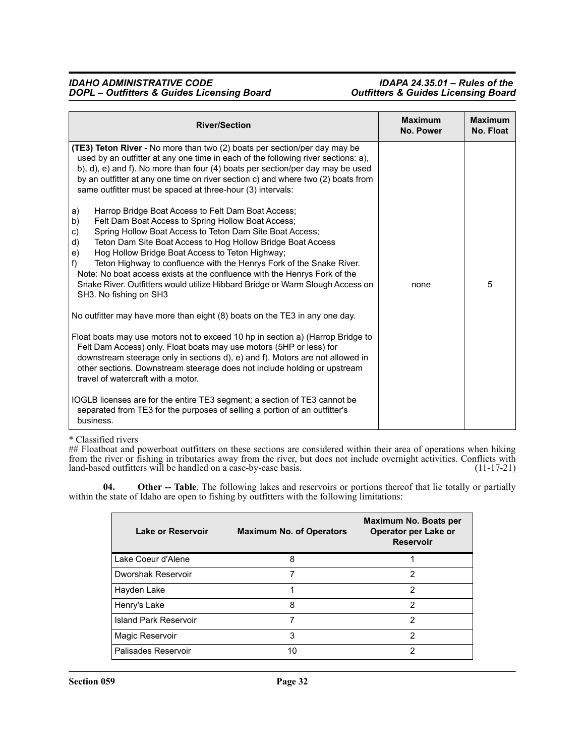| River/Section | Maximum No. Power | Maximum No. Float |
|---|---|---|
| **(TE3) Teton River** - No more than two (2) boats per section/per day may be used by an outfitter at any one time in each of the following river sections: a), b), d), e) and f). No more than four (4) boats per section/per day may be used by an outfitter at any one time on river section c) and where two (2) boats from same outfitter must be spaced at three-hour (3) intervals:<br><br>a) Harrop Bridge Boat Access to Felt Dam Boat Access;<br>b) Felt Dam Boat Access to Spring Hollow Boat Access;<br>c) Spring Hollow Boat Access to Teton Dam Site Boat Access;<br>d) Teton Dam Site Boat Access to Hog Hollow Bridge Boat Access<br>e) Hog Hollow Bridge Boat Access to Teton Highway;<br>f) Teton Highway to confluence with the Henrys Fork of the Snake River.<br>Note: No boat access exists at the confluence with the Henrys Fork of the Snake River. Outfitters would utilize Hibbard Bridge or Warm Slough Access on SH3. No fishing on SH3<br><br>No outfitter may have more than eight (8) boats on the TE3 in any one day.<br><br>Float boats may use motors not to exceed 10 hp in section a) (Harrop Bridge to Felt Dam Access) only. Float boats may use motors (5HP or less) for downstream steerage only in sections d), e) and f). Motors are not allowed in other sections. Downstream steerage does not include holding or upstream travel of watercraft with a motor.<br><br>IOGLB licenses are for the entire TE3 segment; a section of TE3 cannot be separated from TE3 for the purposes of selling a portion of an outfitter's business. | none | 5 |

* Classified rivers

## Floatboat and powerboat outfitters on these sections are considered within their area of operations when hiking from the river or fishing in tributaries away from the river, but does not include overnight activities. Conflicts with land-based outfitters will be handled on a case-by-case basis. (11-17-21)

**04. Other -- Table**. The following lakes and reservoirs or portions thereof that lie totally or partially within the state of Idaho are open to fishing by outfitters with the following limitations:

| Lake or Reservoir | Maximum No. of Operators | Maximum No. Boats per Operator per Lake or Reservoir |
|---|---|---|
| Lake Coeur d'Alene | 8 | 1 |
| Dworshak Reservoir | 7 | 2 |
| Hayden Lake | 1 | 2 |
| Henry's Lake | 8 | 2 |
| Island Park Reservoir | 7 | 2 |
| Magic Reservoir | 3 | 2 |
| Palisades Reservoir | 10 | 2 |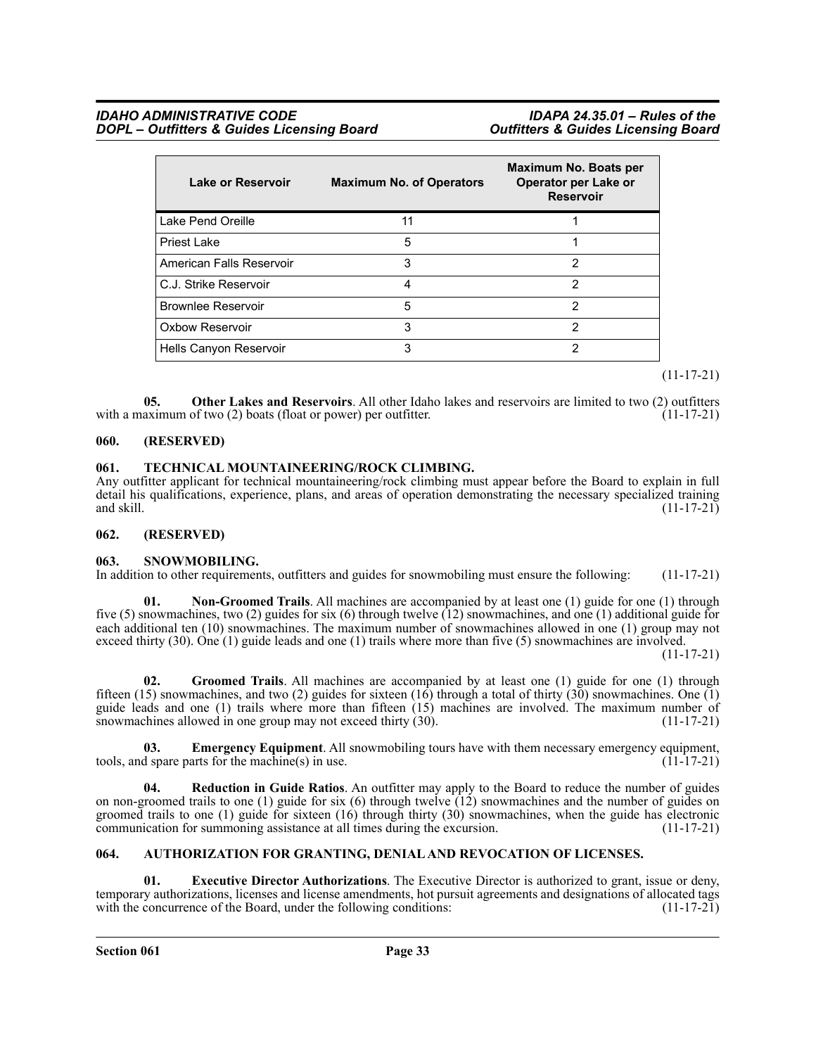| Lake or Reservoir | Maximum No. of Operators | Maximum No. Boats per Operator per Lake or Reservoir |
|---|---|---|
| Lake Pend Oreille | 11 | 1 |
| Priest Lake | 5 | 1 |
| American Falls Reservoir | 3 | 2 |
| C.J. Strike Reservoir | 4 | 2 |
| Brownlee Reservoir | 5 | 2 |
| Oxbow Reservoir | 3 | 2 |
| Hells Canyon Reservoir | 3 | 2 |

(11-17-21)

**05. Other Lakes and Reservoirs**. All other Idaho lakes and reservoirs are limited to two (2) outfitters with a maximum of two (2) boats (float or power) per outfitter. (11-17-21)

## 060. (RESERVED)

## 061. TECHNICAL MOUNTAINEERING/ROCK CLIMBING.

Any outfitter applicant for technical mountaineering/rock climbing must appear before the Board to explain in full detail his qualifications, experience, plans, and areas of operation demonstrating the necessary specialized training and skill. (11-17-21)

## 062. (RESERVED)

## 063. SNOWMOBILING.

In addition to other requirements, outfitters and guides for snowmobiling must ensure the following: (11-17-21)

**01. Non-Groomed Trails**. All machines are accompanied by at least one (1) guide for one (1) through five (5) snowmachines, two (2) guides for six (6) through twelve (12) snowmachines, and one (1) additional guide for each additional ten (10) snowmachines. The maximum number of snowmachines allowed in one (1) group may not exceed thirty (30). One (1) guide leads and one (1) trails where more than five (5) snowmachines are involved. (11-17-21)

**02. Groomed Trails**. All machines are accompanied by at least one (1) guide for one (1) through fifteen (15) snowmachines, and two (2) guides for sixteen (16) through a total of thirty (30) snowmachines. One (1) guide leads and one (1) trails where more than fifteen (15) machines are involved. The maximum number of snowmachines allowed in one group may not exceed thirty (30). (11-17-21)

**03. Emergency Equipment**. All snowmobiling tours have with them necessary emergency equipment, tools, and spare parts for the machine(s) in use. (11-17-21)

**04. Reduction in Guide Ratios**. An outfitter may apply to the Board to reduce the number of guides on non-groomed trails to one (1) guide for six (6) through twelve (12) snowmachines and the number of guides on groomed trails to one (1) guide for sixteen (16) through thirty (30) snowmachines, when the guide has electronic communication for summoning assistance at all times during the excursion. (11-17-21)

## 064. AUTHORIZATION FOR GRANTING, DENIAL AND REVOCATION OF LICENSES.

**01. Executive Director Authorizations**. The Executive Director is authorized to grant, issue or deny, temporary authorizations, licenses and license amendments, hot pursuit agreements and designations of allocated tags with the concurrence of the Board, under the following conditions: (11-17-21)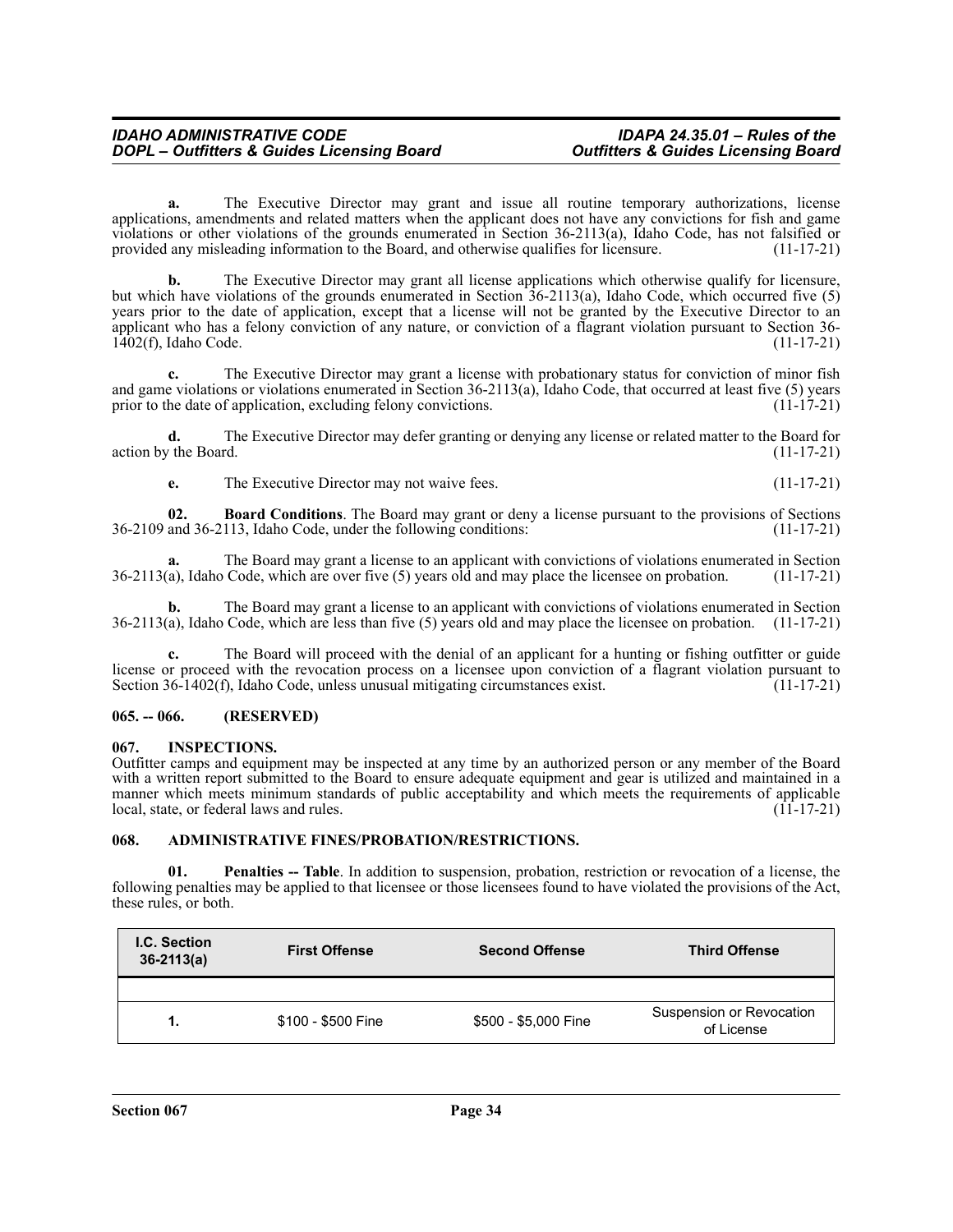**a.** The Executive Director may grant and issue all routine temporary authorizations, license applications, amendments and related matters when the applicant does not have any convictions for fish and game violations or other violations of the grounds enumerated in Section 36-2113(a), Idaho Code, has not falsified or provided any misleading information to the Board, and otherwise qualifies for licensure. (11-17-21)

**b.** The Executive Director may grant all license applications which otherwise qualify for licensure, but which have violations of the grounds enumerated in Section 36-2113(a), Idaho Code, which occurred five (5) years prior to the date of application, except that a license will not be granted by the Executive Director to an applicant who has a felony conviction of any nature, or conviction of a flagrant violation pursuant to Section 36-1402(f), Idaho Code. (11-17-21)

**c.** The Executive Director may grant a license with probationary status for conviction of minor fish and game violations or violations enumerated in Section 36-2113(a), Idaho Code, that occurred at least five (5) years prior to the date of application, excluding felony convictions. (11-17-21)

**d.** The Executive Director may defer granting or denying any license or related matter to the Board for action by the Board. (11-17-21)

**e.** The Executive Director may not waive fees. (11-17-21)

**02. Board Conditions**. The Board may grant or deny a license pursuant to the provisions of Sections 36-2109 and 36-2113, Idaho Code, under the following conditions: (11-17-21)

**a.** The Board may grant a license to an applicant with convictions of violations enumerated in Section 36-2113(a), Idaho Code, which are over five (5) years old and may place the licensee on probation. (11-17-21)

**b.** The Board may grant a license to an applicant with convictions of violations enumerated in Section 36-2113(a), Idaho Code, which are less than five (5) years old and may place the licensee on probation. (11-17-21)

**c.** The Board will proceed with the denial of an applicant for a hunting or fishing outfitter or guide license or proceed with the revocation process on a licensee upon conviction of a flagrant violation pursuant to Section 36-1402(f), Idaho Code, unless unusual mitigating circumstances exist. (11-17-21)

## 065. -- 066. (RESERVED)

## 067. INSPECTIONS.

Outfitter camps and equipment may be inspected at any time by an authorized person or any member of the Board with a written report submitted to the Board to ensure adequate equipment and gear is utilized and maintained in a manner which meets minimum standards of public acceptability and which meets the requirements of applicable local, state, or federal laws and rules. (11-17-21)

## 068. ADMINISTRATIVE FINES/PROBATION/RESTRICTIONS.

**01. Penalties -- Table**. In addition to suspension, probation, restriction or revocation of a license, the following penalties may be applied to that licensee or those licensees found to have violated the provisions of the Act, these rules, or both.

| I.C. Section 36-2113(a) | First Offense | Second Offense | Third Offense |
|---|---|---|---|
| | | | |
| 1. | \$100 - \$500 Fine | \$500 - \$5,000 Fine | Suspension or Revocation of License |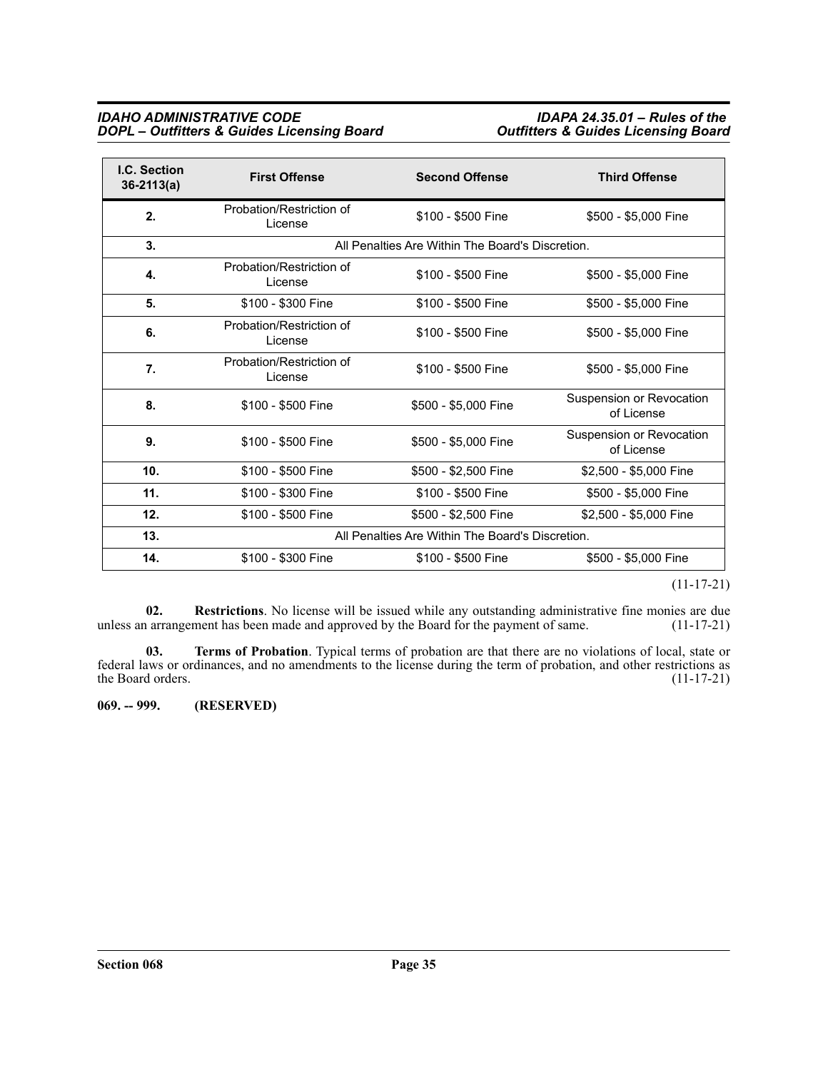| I.C. Section 36-2113(a) | First Offense | Second Offense | Third Offense |
|---|---|---|---|
| **2.** | Probation/Restriction of License | $100 - $500 Fine | $500 - $5,000 Fine |
| **3.** | All Penalties Are Within The Board's Discretion. | | |
| **4.** | Probation/Restriction of License | $100 - $500 Fine | $500 - $5,000 Fine |
| **5.** | $100 - $300 Fine | $100 - $500 Fine | $500 - $5,000 Fine |
| **6.** | Probation/Restriction of License | $100 - $500 Fine | $500 - $5,000 Fine |
| **7.** | Probation/Restriction of License | $100 - $500 Fine | $500 - $5,000 Fine |
| **8.** | $100 - $500 Fine | $500 - $5,000 Fine | Suspension or Revocation of License |
| **9.** | $100 - $500 Fine | $500 - $5,000 Fine | Suspension or Revocation of License |
| **10.** | $100 - $500 Fine | $500 - $2,500 Fine | $2,500 - $5,000 Fine |
| **11.** | $100 - $300 Fine | $100 - $500 Fine | $500 - $5,000 Fine |
| **12.** | $100 - $500 Fine | $500 - $2,500 Fine | $2,500 - $5,000 Fine |
| **13.** | All Penalties Are Within The Board's Discretion. | | |
| **14.** | $100 - $300 Fine | $100 - $500 Fine | $500 - $5,000 Fine |

(11-17-21)

**02. Restrictions**. No license will be issued while any outstanding administrative fine monies are due unless an arrangement has been made and approved by the Board for the payment of same. (11-17-21)

**03. Terms of Probation**. Typical terms of probation are that there are no violations of local, state or federal laws or ordinances, and no amendments to the license during the term of probation, and other restrictions as the Board orders. (11-17-21)

**069. -- 999. (RESERVED)**